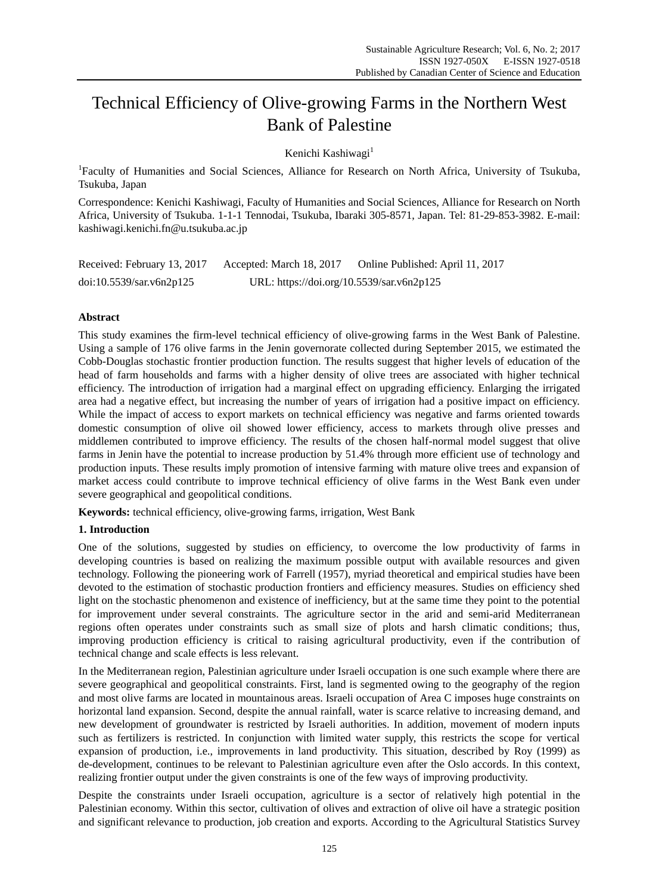# Technical Efficiency of Olive-growing Farms in the Northern West Bank of Palestine

Kenichi Kashiwagi[1]

[1]Faculty of Humanities and Social Sciences, Alliance for Research on North Africa, University of Tsukuba, Tsukuba, Japan

Correspondence: Kenichi Kashiwagi, Faculty of Humanities and Social Sciences, Alliance for Research on North Africa, University of Tsukuba. 1-1-1 Tennodai, Tsukuba, Ibaraki 305-8571, Japan. Tel: 81-29-853-3982. E-mail: kashiwagi.kenichi.fn@u.tsukuba.ac.jp

Received: February 13, 2017  Accepted: March 18, 2017  Online Published: April 11, 2017

doi:10.5539/sar.v6n2p125  URL: https://doi.org/10.5539/sar.v6n2p125

**Abstract**

This study examines the firm-level technical efficiency of olive-growing farms in the West Bank of Palestine. Using a sample of 176 olive farms in the Jenin governorate collected during September 2015, we estimated the Cobb-Douglas stochastic frontier production function. The results suggest that higher levels of education of the head of farm households and farms with a higher density of olive trees are associated with higher technical efficiency. The introduction of irrigation had a marginal effect on upgrading efficiency. Enlarging the irrigated area had a negative effect, but increasing the number of years of irrigation had a positive impact on efficiency. While the impact of access to export markets on technical efficiency was negative and farms oriented towards domestic consumption of olive oil showed lower efficiency, access to markets through olive presses and middlemen contributed to improve efficiency. The results of the chosen half-normal model suggest that olive farms in Jenin have the potential to increase production by 51.4% through more efficient use of technology and production inputs. These results imply promotion of intensive farming with mature olive trees and expansion of market access could contribute to improve technical efficiency of olive farms in the West Bank even under severe geographical and geopolitical conditions.

**Keywords:** technical efficiency, olive-growing farms, irrigation, West Bank

## 1. Introduction

One of the solutions, suggested by studies on efficiency, to overcome the low productivity of farms in developing countries is based on realizing the maximum possible output with available resources and given technology. Following the pioneering work of Farrell (1957), myriad theoretical and empirical studies have been devoted to the estimation of stochastic production frontiers and efficiency measures. Studies on efficiency shed light on the stochastic phenomenon and existence of inefficiency, but at the same time they point to the potential for improvement under several constraints. The agriculture sector in the arid and semi-arid Mediterranean regions often operates under constraints such as small size of plots and harsh climatic conditions; thus, improving production efficiency is critical to raising agricultural productivity, even if the contribution of technical change and scale effects is less relevant.

In the Mediterranean region, Palestinian agriculture under Israeli occupation is one such example where there are severe geographical and geopolitical constraints. First, land is segmented owing to the geography of the region and most olive farms are located in mountainous areas. Israeli occupation of Area C imposes huge constraints on horizontal land expansion. Second, despite the annual rainfall, water is scarce relative to increasing demand, and new development of groundwater is restricted by Israeli authorities. In addition, movement of modern inputs such as fertilizers is restricted. In conjunction with limited water supply, this restricts the scope for vertical expansion of production, i.e., improvements in land productivity. This situation, described by Roy (1999) as de-development, continues to be relevant to Palestinian agriculture even after the Oslo accords. In this context, realizing frontier output under the given constraints is one of the few ways of improving productivity.

Despite the constraints under Israeli occupation, agriculture is a sector of relatively high potential in the Palestinian economy. Within this sector, cultivation of olives and extraction of olive oil have a strategic position and significant relevance to production, job creation and exports. According to the Agricultural Statistics Survey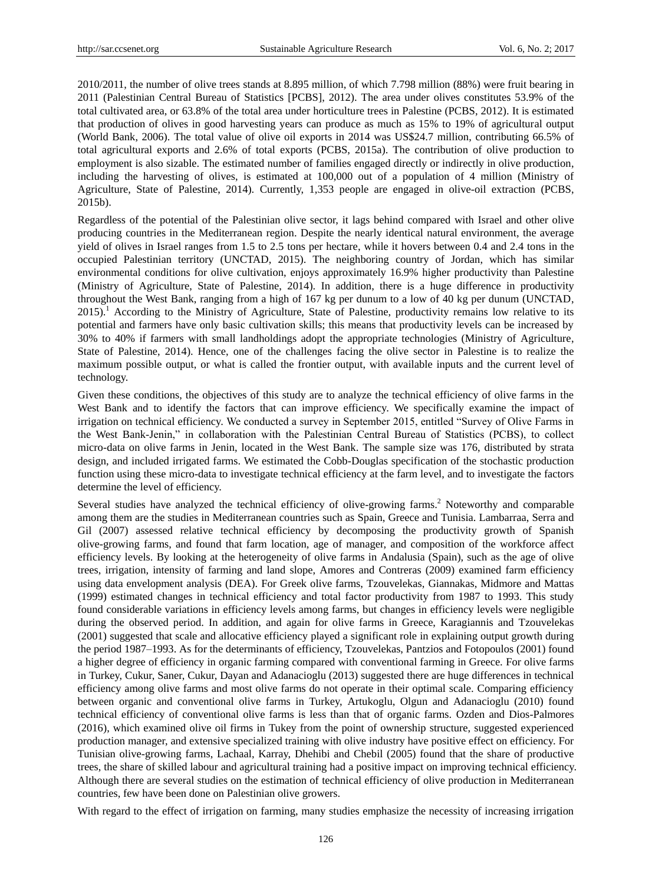2010/2011, the number of olive trees stands at 8.895 million, of which 7.798 million (88%) were fruit bearing in 2011 (Palestinian Central Bureau of Statistics [PCBS], 2012). The area under olives constitutes 53.9% of the total cultivated area, or 63.8% of the total area under horticulture trees in Palestine (PCBS, 2012). It is estimated that production of olives in good harvesting years can produce as much as 15% to 19% of agricultural output (World Bank, 2006). The total value of olive oil exports in 2014 was US$24.7 million, contributing 66.5% of total agricultural exports and 2.6% of total exports (PCBS, 2015a). The contribution of olive production to employment is also sizable. The estimated number of families engaged directly or indirectly in olive production, including the harvesting of olives, is estimated at 100,000 out of a population of 4 million (Ministry of Agriculture, State of Palestine, 2014). Currently, 1,353 people are engaged in olive-oil extraction (PCBS, 2015b).

Regardless of the potential of the Palestinian olive sector, it lags behind compared with Israel and other olive producing countries in the Mediterranean region. Despite the nearly identical natural environment, the average yield of olives in Israel ranges from 1.5 to 2.5 tons per hectare, while it hovers between 0.4 and 2.4 tons in the occupied Palestinian territory (UNCTAD, 2015). The neighboring country of Jordan, which has similar environmental conditions for olive cultivation, enjoys approximately 16.9% higher productivity than Palestine (Ministry of Agriculture, State of Palestine, 2014). In addition, there is a huge difference in productivity throughout the West Bank, ranging from a high of 167 kg per dunum to a low of 40 kg per dunum (UNCTAD, 2015).[1] According to the Ministry of Agriculture, State of Palestine, productivity remains low relative to its potential and farmers have only basic cultivation skills; this means that productivity levels can be increased by 30% to 40% if farmers with small landholdings adopt the appropriate technologies (Ministry of Agriculture, State of Palestine, 2014). Hence, one of the challenges facing the olive sector in Palestine is to realize the maximum possible output, or what is called the frontier output, with available inputs and the current level of technology.

Given these conditions, the objectives of this study are to analyze the technical efficiency of olive farms in the West Bank and to identify the factors that can improve efficiency. We specifically examine the impact of irrigation on technical efficiency. We conducted a survey in September 2015, entitled "Survey of Olive Farms in the West Bank-Jenin," in collaboration with the Palestinian Central Bureau of Statistics (PCBS), to collect micro-data on olive farms in Jenin, located in the West Bank. The sample size was 176, distributed by strata design, and included irrigated farms. We estimated the Cobb-Douglas specification of the stochastic production function using these micro-data to investigate technical efficiency at the farm level, and to investigate the factors determine the level of efficiency.

Several studies have analyzed the technical efficiency of olive-growing farms.[2] Noteworthy and comparable among them are the studies in Mediterranean countries such as Spain, Greece and Tunisia. Lambarraa, Serra and Gil (2007) assessed relative technical efficiency by decomposing the productivity growth of Spanish olive-growing farms, and found that farm location, age of manager, and composition of the workforce affect efficiency levels. By looking at the heterogeneity of olive farms in Andalusia (Spain), such as the age of olive trees, irrigation, intensity of farming and land slope, Amores and Contreras (2009) examined farm efficiency using data envelopment analysis (DEA). For Greek olive farms, Tzouvelekas, Giannakas, Midmore and Mattas (1999) estimated changes in technical efficiency and total factor productivity from 1987 to 1993. This study found considerable variations in efficiency levels among farms, but changes in efficiency levels were negligible during the observed period. In addition, and again for olive farms in Greece, Karagiannis and Tzouvelekas (2001) suggested that scale and allocative efficiency played a significant role in explaining output growth during the period 1987–1993. As for the determinants of efficiency, Tzouvelekas, Pantzios and Fotopoulos (2001) found a higher degree of efficiency in organic farming compared with conventional farming in Greece. For olive farms in Turkey, Cukur, Saner, Cukur, Dayan and Adanacioglu (2013) suggested there are huge differences in technical efficiency among olive farms and most olive farms do not operate in their optimal scale. Comparing efficiency between organic and conventional olive farms in Turkey, Artukoglu, Olgun and Adanacioglu (2010) found technical efficiency of conventional olive farms is less than that of organic farms. Ozden and Dios-Palmores (2016), which examined olive oil firms in Tukey from the point of ownership structure, suggested experienced production manager, and extensive specialized training with olive industry have positive effect on efficiency. For Tunisian olive-growing farms, Lachaal, Karray, Dhehibi and Chebil (2005) found that the share of productive trees, the share of skilled labour and agricultural training had a positive impact on improving technical efficiency. Although there are several studies on the estimation of technical efficiency of olive production in Mediterranean countries, few have been done on Palestinian olive growers.

With regard to the effect of irrigation on farming, many studies emphasize the necessity of increasing irrigation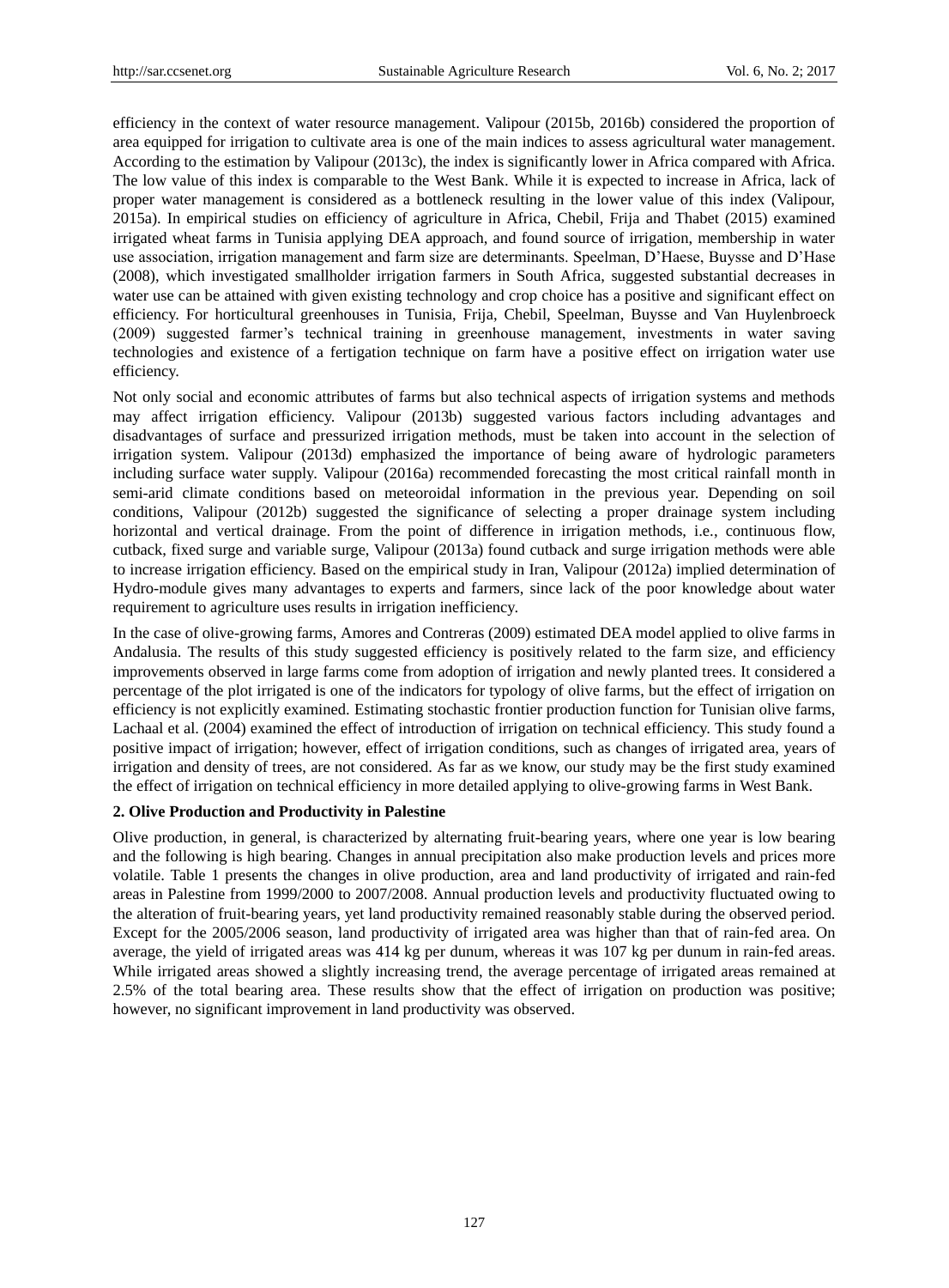efficiency in the context of water resource management. Valipour (2015b, 2016b) considered the proportion of area equipped for irrigation to cultivate area is one of the main indices to assess agricultural water management. According to the estimation by Valipour (2013c), the index is significantly lower in Africa compared with Africa. The low value of this index is comparable to the West Bank. While it is expected to increase in Africa, lack of proper water management is considered as a bottleneck resulting in the lower value of this index (Valipour, 2015a). In empirical studies on efficiency of agriculture in Africa, Chebil, Frija and Thabet (2015) examined irrigated wheat farms in Tunisia applying DEA approach, and found source of irrigation, membership in water use association, irrigation management and farm size are determinants. Speelman, D'Haese, Buysse and D'Hase (2008), which investigated smallholder irrigation farmers in South Africa, suggested substantial decreases in water use can be attained with given existing technology and crop choice has a positive and significant effect on efficiency. For horticultural greenhouses in Tunisia, Frija, Chebil, Speelman, Buysse and Van Huylenbroeck (2009) suggested farmer's technical training in greenhouse management, investments in water saving technologies and existence of a fertigation technique on farm have a positive effect on irrigation water use efficiency.

Not only social and economic attributes of farms but also technical aspects of irrigation systems and methods may affect irrigation efficiency. Valipour (2013b) suggested various factors including advantages and disadvantages of surface and pressurized irrigation methods, must be taken into account in the selection of irrigation system. Valipour (2013d) emphasized the importance of being aware of hydrologic parameters including surface water supply. Valipour (2016a) recommended forecasting the most critical rainfall month in semi-arid climate conditions based on meteoroidal information in the previous year. Depending on soil conditions, Valipour (2012b) suggested the significance of selecting a proper drainage system including horizontal and vertical drainage. From the point of difference in irrigation methods, i.e., continuous flow, cutback, fixed surge and variable surge, Valipour (2013a) found cutback and surge irrigation methods were able to increase irrigation efficiency. Based on the empirical study in Iran, Valipour (2012a) implied determination of Hydro-module gives many advantages to experts and farmers, since lack of the poor knowledge about water requirement to agriculture uses results in irrigation inefficiency.

In the case of olive-growing farms, Amores and Contreras (2009) estimated DEA model applied to olive farms in Andalusia. The results of this study suggested efficiency is positively related to the farm size, and efficiency improvements observed in large farms come from adoption of irrigation and newly planted trees. It considered a percentage of the plot irrigated is one of the indicators for typology of olive farms, but the effect of irrigation on efficiency is not explicitly examined. Estimating stochastic frontier production function for Tunisian olive farms, Lachaal et al. (2004) examined the effect of introduction of irrigation on technical efficiency. This study found a positive impact of irrigation; however, effect of irrigation conditions, such as changes of irrigated area, years of irrigation and density of trees, are not considered. As far as we know, our study may be the first study examined the effect of irrigation on technical efficiency in more detailed applying to olive-growing farms in West Bank.

## 2. Olive Production and Productivity in Palestine

Olive production, in general, is characterized by alternating fruit-bearing years, where one year is low bearing and the following is high bearing. Changes in annual precipitation also make production levels and prices more volatile. Table 1 presents the changes in olive production, area and land productivity of irrigated and rain-fed areas in Palestine from 1999/2000 to 2007/2008. Annual production levels and productivity fluctuated owing to the alteration of fruit-bearing years, yet land productivity remained reasonably stable during the observed period. Except for the 2005/2006 season, land productivity of irrigated area was higher than that of rain-fed area. On average, the yield of irrigated areas was 414 kg per dunum, whereas it was 107 kg per dunum in rain-fed areas. While irrigated areas showed a slightly increasing trend, the average percentage of irrigated areas remained at 2.5% of the total bearing area. These results show that the effect of irrigation on production was positive; however, no significant improvement in land productivity was observed.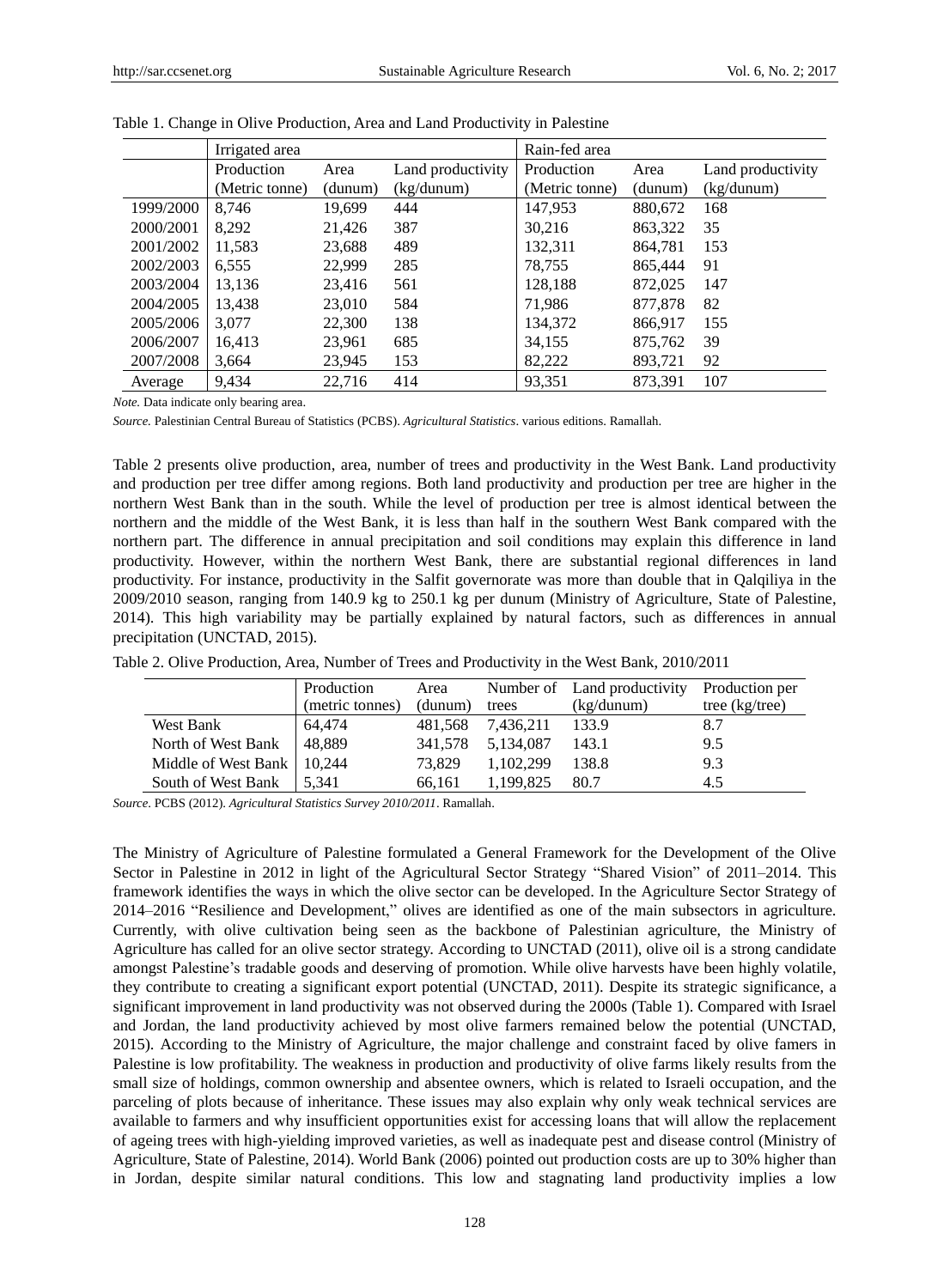Table 1. Change in Olive Production, Area and Land Productivity in Palestine

| | Irrigated area | | | Rain-fed area | | |
|---|---|---|---|---|---|---|
| | Production (Metric tonne) | Area (dunum) | Land productivity (kg/dunum) | Production (Metric tonne) | Area (dunum) | Land productivity (kg/dunum) |
| 1999/2000 | 8,746 | 19,699 | 444 | 147,953 | 880,672 | 168 |
| 2000/2001 | 8,292 | 21,426 | 387 | 30,216 | 863,322 | 35 |
| 2001/2002 | 11,583 | 23,688 | 489 | 132,311 | 864,781 | 153 |
| 2002/2003 | 6,555 | 22,999 | 285 | 78,755 | 865,444 | 91 |
| 2003/2004 | 13,136 | 23,416 | 561 | 128,188 | 872,025 | 147 |
| 2004/2005 | 13,438 | 23,010 | 584 | 71,986 | 877,878 | 82 |
| 2005/2006 | 3,077 | 22,300 | 138 | 134,372 | 866,917 | 155 |
| 2006/2007 | 16,413 | 23,961 | 685 | 34,155 | 875,762 | 39 |
| 2007/2008 | 3,664 | 23,945 | 153 | 82,222 | 893,721 | 92 |
| Average | 9,434 | 22,716 | 414 | 93,351 | 873,391 | 107 |

*Note.* Data indicate only bearing area.

*Source.* Palestinian Central Bureau of Statistics (PCBS). *Agricultural Statistics*. various editions. Ramallah.

Table 2 presents olive production, area, number of trees and productivity in the West Bank. Land productivity and production per tree differ among regions. Both land productivity and production per tree are higher in the northern West Bank than in the south. While the level of production per tree is almost identical between the northern and the middle of the West Bank, it is less than half in the southern West Bank compared with the northern part. The difference in annual precipitation and soil conditions may explain this difference in land productivity. However, within the northern West Bank, there are substantial regional differences in land productivity. For instance, productivity in the Salfit governorate was more than double that in Qalqiliya in the 2009/2010 season, ranging from 140.9 kg to 250.1 kg per dunum (Ministry of Agriculture, State of Palestine, 2014). This high variability may be partially explained by natural factors, such as differences in annual precipitation (UNCTAD, 2015).

Table 2. Olive Production, Area, Number of Trees and Productivity in the West Bank, 2010/2011

| | Production (metric tonnes) | Area (dunum) | Number of trees | Land productivity (kg/dunum) | Production per tree (kg/tree) |
|---|---|---|---|---|---|
| West Bank | 64,474 | 481,568 | 7,436,211 | 133.9 | 8.7 |
| North of West Bank | 48,889 | 341,578 | 5,134,087 | 143.1 | 9.5 |
| Middle of West Bank | 10,244 | 73,829 | 1,102,299 | 138.8 | 9.3 |
| South of West Bank | 5,341 | 66,161 | 1,199,825 | 80.7 | 4.5 |

*Source.* PCBS (2012). *Agricultural Statistics Survey 2010/2011*. Ramallah.

The Ministry of Agriculture of Palestine formulated a General Framework for the Development of the Olive Sector in Palestine in 2012 in light of the Agricultural Sector Strategy "Shared Vision" of 2011–2014. This framework identifies the ways in which the olive sector can be developed. In the Agriculture Sector Strategy of 2014–2016 "Resilience and Development," olives are identified as one of the main subsectors in agriculture. Currently, with olive cultivation being seen as the backbone of Palestinian agriculture, the Ministry of Agriculture has called for an olive sector strategy. According to UNCTAD (2011), olive oil is a strong candidate amongst Palestine's tradable goods and deserving of promotion. While olive harvests have been highly volatile, they contribute to creating a significant export potential (UNCTAD, 2011). Despite its strategic significance, a significant improvement in land productivity was not observed during the 2000s (Table 1). Compared with Israel and Jordan, the land productivity achieved by most olive farmers remained below the potential (UNCTAD, 2015). According to the Ministry of Agriculture, the major challenge and constraint faced by olive famers in Palestine is low profitability. The weakness in production and productivity of olive farms likely results from the small size of holdings, common ownership and absentee owners, which is related to Israeli occupation, and the parceling of plots because of inheritance. These issues may also explain why only weak technical services are available to farmers and why insufficient opportunities exist for accessing loans that will allow the replacement of ageing trees with high-yielding improved varieties, as well as inadequate pest and disease control (Ministry of Agriculture, State of Palestine, 2014). World Bank (2006) pointed out production costs are up to 30% higher than in Jordan, despite similar natural conditions. This low and stagnating land productivity implies a low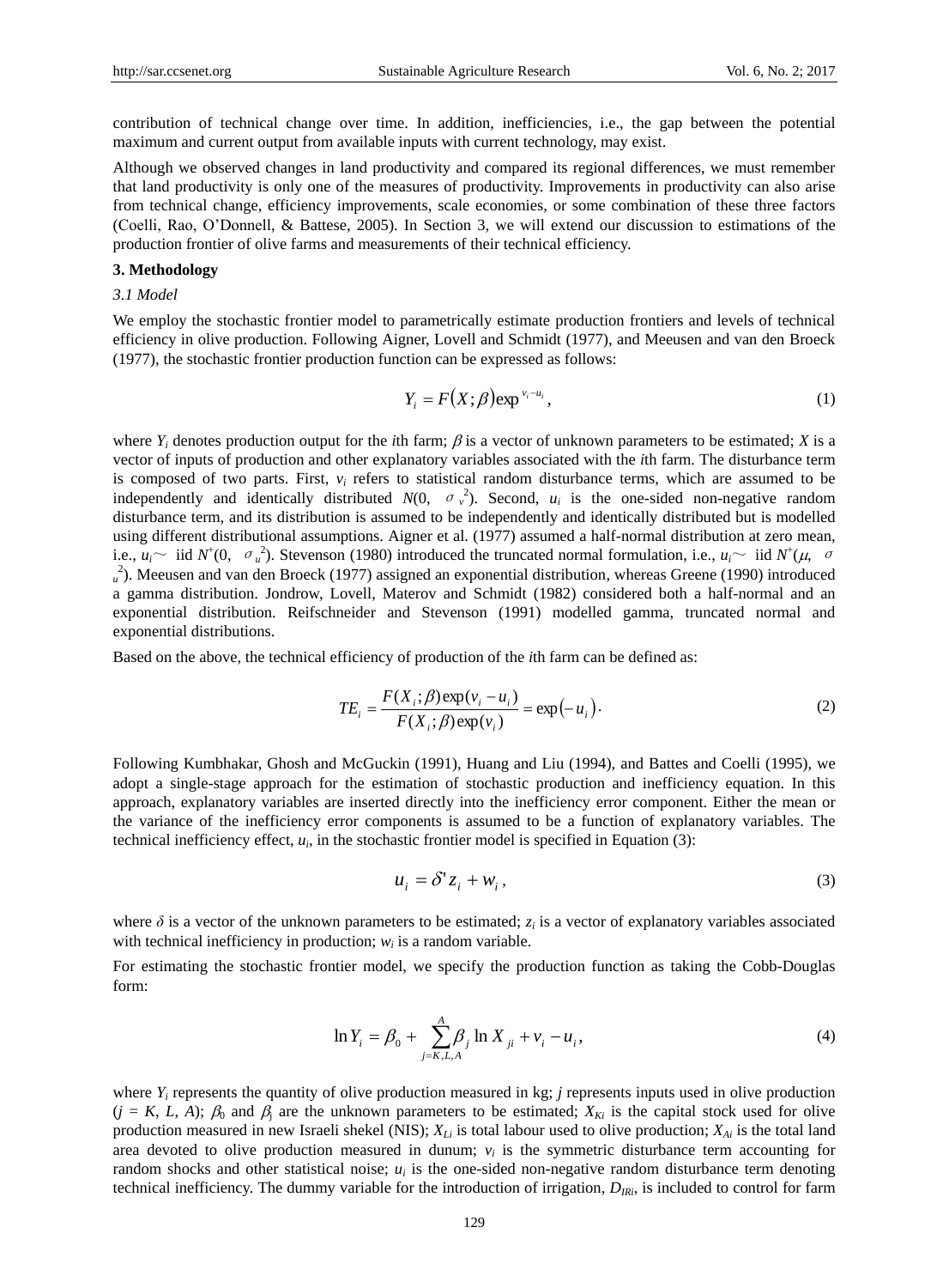contribution of technical change over time. In addition, inefficiencies, i.e., the gap between the potential maximum and current output from available inputs with current technology, may exist.

Although we observed changes in land productivity and compared its regional differences, we must remember that land productivity is only one of the measures of productivity. Improvements in productivity can also arise from technical change, efficiency improvements, scale economies, or some combination of these three factors (Coelli, Rao, O'Donnell, & Battese, 2005). In Section 3, we will extend our discussion to estimations of the production frontier of olive farms and measurements of their technical efficiency.

## 3. Methodology

### 3.1 Model

We employ the stochastic frontier model to parametrically estimate production frontiers and levels of technical efficiency in olive production. Following Aigner, Lovell and Schmidt (1977), and Meeusen and van den Broeck (1977), the stochastic frontier production function can be expressed as follows:

$$Y_i = F(X;\beta)\exp^{v_i - u_i}, \tag{1}$$

where $Y_i$ denotes production output for the $i$th farm; $\beta$ is a vector of unknown parameters to be estimated; $X$ is a vector of inputs of production and other explanatory variables associated with the $i$th farm. The disturbance term is composed of two parts. First, $v_i$ refers to statistical random disturbance terms, which are assumed to be independently and identically distributed $N(0, \sigma_v^2)$. Second, $u_i$ is the one-sided non-negative random disturbance term, and its distribution is assumed to be independently and identically distributed but is modelled using different distributional assumptions. Aigner et al. (1977) assumed a half-normal distribution at zero mean, i.e., $u_i \sim$ iid $N^+(0, \sigma_u^2)$. Stevenson (1980) introduced the truncated normal formulation, i.e., $u_i \sim$ iid $N^+(\mu, \sigma_u^2)$. Meeusen and van den Broeck (1977) assigned an exponential distribution, whereas Greene (1990) introduced a gamma distribution. Jondrow, Lovell, Materov and Schmidt (1982) considered both a half-normal and an exponential distribution. Reifschneider and Stevenson (1991) modelled gamma, truncated normal and exponential distributions.

Based on the above, the technical efficiency of production of the $i$th farm can be defined as:

$$TE_i = \frac{F(X_i;\beta)\exp(v_i - u_i)}{F(X_i;\beta)\exp(v_i)} = \exp(-u_i). \tag{2}$$

Following Kumbhakar, Ghosh and McGuckin (1991), Huang and Liu (1994), and Battes and Coelli (1995), we adopt a single-stage approach for the estimation of stochastic production and inefficiency equation. In this approach, explanatory variables are inserted directly into the inefficiency error component. Either the mean or the variance of the inefficiency error components is assumed to be a function of explanatory variables. The technical inefficiency effect, $u_i$, in the stochastic frontier model is specified in Equation (3):

$$u_i = \delta' z_i + w_i, \tag{3}$$

where $\delta$ is a vector of the unknown parameters to be estimated; $z_i$ is a vector of explanatory variables associated with technical inefficiency in production; $w_i$ is a random variable.

For estimating the stochastic frontier model, we specify the production function as taking the Cobb-Douglas form:

$$\ln Y_i = \beta_0 + \sum_{j=K,L,A}^{A} \beta_j \ln X_{ji} + v_i - u_i, \tag{4}$$

where $Y_i$ represents the quantity of olive production measured in kg; $j$ represents inputs used in olive production ($j = K, L, A$); $\beta_0$ and $\beta_j$ are the unknown parameters to be estimated; $X_{Ki}$ is the capital stock used for olive production measured in new Israeli shekel (NIS); $X_{Li}$ is total labour used to olive production; $X_{Ai}$ is the total land area devoted to olive production measured in dunum; $v_i$ is the symmetric disturbance term accounting for random shocks and other statistical noise; $u_i$ is the one-sided non-negative random disturbance term denoting technical inefficiency. The dummy variable for the introduction of irrigation, $D_{IRi}$, is included to control for farm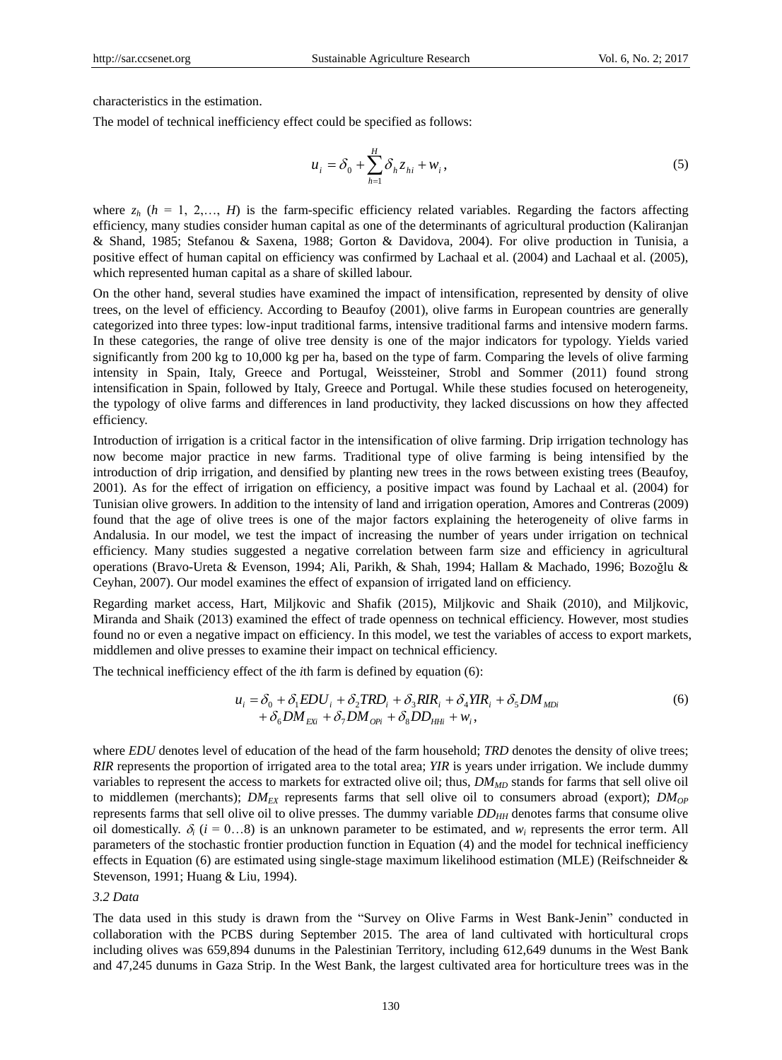characteristics in the estimation.

The model of technical inefficiency effect could be specified as follows:

$$u_i = \delta_0 + \sum_{h=1}^{H} \delta_h z_{hi} + w_i, \tag{5}$$

where $z_h$ ($h$ = 1, 2,…, $H$) is the farm-specific efficiency related variables. Regarding the factors affecting efficiency, many studies consider human capital as one of the determinants of agricultural production (Kaliranjan & Shand, 1985; Stefanou & Saxena, 1988; Gorton & Davidova, 2004). For olive production in Tunisia, a positive effect of human capital on efficiency was confirmed by Lachaal et al. (2004) and Lachaal et al. (2005), which represented human capital as a share of skilled labour.

On the other hand, several studies have examined the impact of intensification, represented by density of olive trees, on the level of efficiency. According to Beaufoy (2001), olive farms in European countries are generally categorized into three types: low-input traditional farms, intensive traditional farms and intensive modern farms. In these categories, the range of olive tree density is one of the major indicators for typology. Yields varied significantly from 200 kg to 10,000 kg per ha, based on the type of farm. Comparing the levels of olive farming intensity in Spain, Italy, Greece and Portugal, Weissteiner, Strobl and Sommer (2011) found strong intensification in Spain, followed by Italy, Greece and Portugal. While these studies focused on heterogeneity, the typology of olive farms and differences in land productivity, they lacked discussions on how they affected efficiency.

Introduction of irrigation is a critical factor in the intensification of olive farming. Drip irrigation technology has now become major practice in new farms. Traditional type of olive farming is being intensified by the introduction of drip irrigation, and densified by planting new trees in the rows between existing trees (Beaufoy, 2001). As for the effect of irrigation on efficiency, a positive impact was found by Lachaal et al. (2004) for Tunisian olive growers. In addition to the intensity of land and irrigation operation, Amores and Contreras (2009) found that the age of olive trees is one of the major factors explaining the heterogeneity of olive farms in Andalusia. In our model, we test the impact of increasing the number of years under irrigation on technical efficiency. Many studies suggested a negative correlation between farm size and efficiency in agricultural operations (Bravo-Ureta & Evenson, 1994; Ali, Parikh, & Shah, 1994; Hallam & Machado, 1996; Bozoğlu & Ceyhan, 2007). Our model examines the effect of expansion of irrigated land on efficiency.

Regarding market access, Hart, Miljkovic and Shafik (2015), Miljkovic and Shaik (2010), and Miljkovic, Miranda and Shaik (2013) examined the effect of trade openness on technical efficiency. However, most studies found no or even a negative impact on efficiency. In this model, we test the variables of access to export markets, middlemen and olive presses to examine their impact on technical efficiency.

The technical inefficiency effect of the *i*th farm is defined by equation (6):

$$\begin{aligned} u_i = \delta_0 + \delta_1 EDU_i + \delta_2 TRD_i + \delta_3 RIR_i + \delta_4 YIR_i + \delta_5 DM_{MDi} \\ + \delta_6 DM_{EXi} + \delta_7 DM_{OPi} + \delta_8 DD_{HHi} + w_i, \end{aligned} \tag{6}$$

where *EDU* denotes level of education of the head of the farm household; *TRD* denotes the density of olive trees; *RIR* represents the proportion of irrigated area to the total area; *YIR* is years under irrigation. We include dummy variables to represent the access to markets for extracted olive oil; thus, $DM_{MD}$ stands for farms that sell olive oil to middlemen (merchants); $DM_{EX}$ represents farms that sell olive oil to consumers abroad (export); $DM_{OP}$ represents farms that sell olive oil to olive presses. The dummy variable $DD_{HH}$ denotes farms that consume olive oil domestically. $\delta_i$ ($i$ = 0…8) is an unknown parameter to be estimated, and $w_i$ represents the error term. All parameters of the stochastic frontier production function in Equation (4) and the model for technical inefficiency effects in Equation (6) are estimated using single-stage maximum likelihood estimation (MLE) (Reifschneider & Stevenson, 1991; Huang & Liu, 1994).

*3.2 Data*

The data used in this study is drawn from the "Survey on Olive Farms in West Bank-Jenin" conducted in collaboration with the PCBS during September 2015. The area of land cultivated with horticultural crops including olives was 659,894 dunums in the Palestinian Territory, including 612,649 dunums in the West Bank and 47,245 dunums in Gaza Strip. In the West Bank, the largest cultivated area for horticulture trees was in the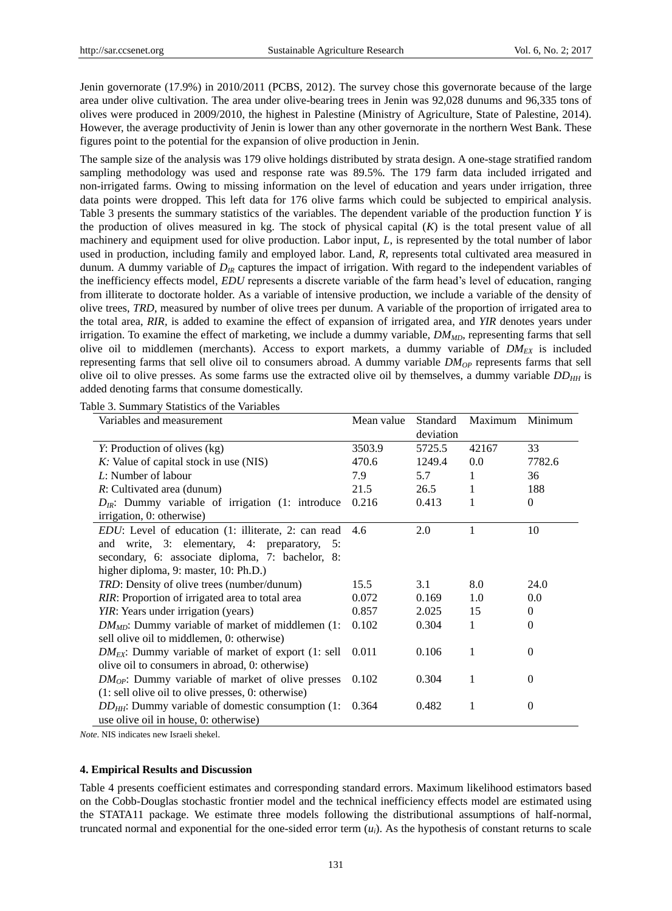Jenin governorate (17.9%) in 2010/2011 (PCBS, 2012). The survey chose this governorate because of the large area under olive cultivation. The area under olive-bearing trees in Jenin was 92,028 dunums and 96,335 tons of olives were produced in 2009/2010, the highest in Palestine (Ministry of Agriculture, State of Palestine, 2014). However, the average productivity of Jenin is lower than any other governorate in the northern West Bank. These figures point to the potential for the expansion of olive production in Jenin.

The sample size of the analysis was 179 olive holdings distributed by strata design. A one-stage stratified random sampling methodology was used and response rate was 89.5%. The 179 farm data included irrigated and non-irrigated farms. Owing to missing information on the level of education and years under irrigation, three data points were dropped. This left data for 176 olive farms which could be subjected to empirical analysis. Table 3 presents the summary statistics of the variables. The dependent variable of the production function $Y$ is the production of olives measured in kg. The stock of physical capital ($K$) is the total present value of all machinery and equipment used for olive production. Labor input, $L$, is represented by the total number of labor used in production, including family and employed labor. Land, $R$, represents total cultivated area measured in dunum. A dummy variable of $D_{IR}$ captures the impact of irrigation. With regard to the independent variables of the inefficiency effects model, $EDU$ represents a discrete variable of the farm head's level of education, ranging from illiterate to doctorate holder. As a variable of intensive production, we include a variable of the density of olive trees, $TRD$, measured by number of olive trees per dunum. A variable of the proportion of irrigated area to the total area, $RIR$, is added to examine the effect of expansion of irrigated area, and $YIR$ denotes years under irrigation. To examine the effect of marketing, we include a dummy variable, $DM_{MD}$, representing farms that sell olive oil to middlemen (merchants). Access to export markets, a dummy variable of $DM_{EX}$ is included representing farms that sell olive oil to consumers abroad. A dummy variable $DM_{OP}$ represents farms that sell olive oil to olive presses. As some farms use the extracted olive oil by themselves, a dummy variable $DD_{HH}$ is added denoting farms that consume domestically.

Table 3. Summary Statistics of the Variables

| Variables and measurement | Mean value | Standard deviation | Maximum | Minimum |
|---|---|---|---|---|
| $Y$: Production of olives (kg) | 3503.9 | 5725.5 | 42167 | 33 |
| $K$: Value of capital stock in use (NIS) | 470.6 | 1249.4 | 0.0 | 7782.6 |
| $L$: Number of labour | 7.9 | 5.7 | 1 | 36 |
| $R$: Cultivated area (dunum) | 21.5 | 26.5 | 1 | 188 |
| $D_{IR}$: Dummy variable of irrigation (1: introduce irrigation, 0: otherwise) | 0.216 | 0.413 | 1 | 0 |
| $EDU$: Level of education (1: illiterate, 2: can read and write, 3: elementary, 4: preparatory, 5: secondary, 6: associate diploma, 7: bachelor, 8: higher diploma, 9: master, 10: Ph.D.) | 4.6 | 2.0 | 1 | 10 |
| $TRD$: Density of olive trees (number/dunum) | 15.5 | 3.1 | 8.0 | 24.0 |
| $RIR$: Proportion of irrigated area to total area | 0.072 | 0.169 | 1.0 | 0.0 |
| $YIR$: Years under irrigation (years) | 0.857 | 2.025 | 15 | 0 |
| $DM_{MD}$: Dummy variable of market of middlemen (1: sell olive oil to middlemen, 0: otherwise) | 0.102 | 0.304 | 1 | 0 |
| $DM_{EX}$: Dummy variable of market of export (1: sell olive oil to consumers in abroad, 0: otherwise) | 0.011 | 0.106 | 1 | 0 |
| $DM_{OP}$: Dummy variable of market of olive presses (1: sell olive oil to olive presses, 0: otherwise) | 0.102 | 0.304 | 1 | 0 |
| $DD_{HH}$: Dummy variable of domestic consumption (1: use olive oil in house, 0: otherwise) | 0.364 | 0.482 | 1 | 0 |

*Note*. NIS indicates new Israeli shekel.

#### 4. Empirical Results and Discussion

Table 4 presents coefficient estimates and corresponding standard errors. Maximum likelihood estimators based on the Cobb-Douglas stochastic frontier model and the technical inefficiency effects model are estimated using the STATA11 package. We estimate three models following the distributional assumptions of half-normal, truncated normal and exponential for the one-sided error term ($u_i$). As the hypothesis of constant returns to scale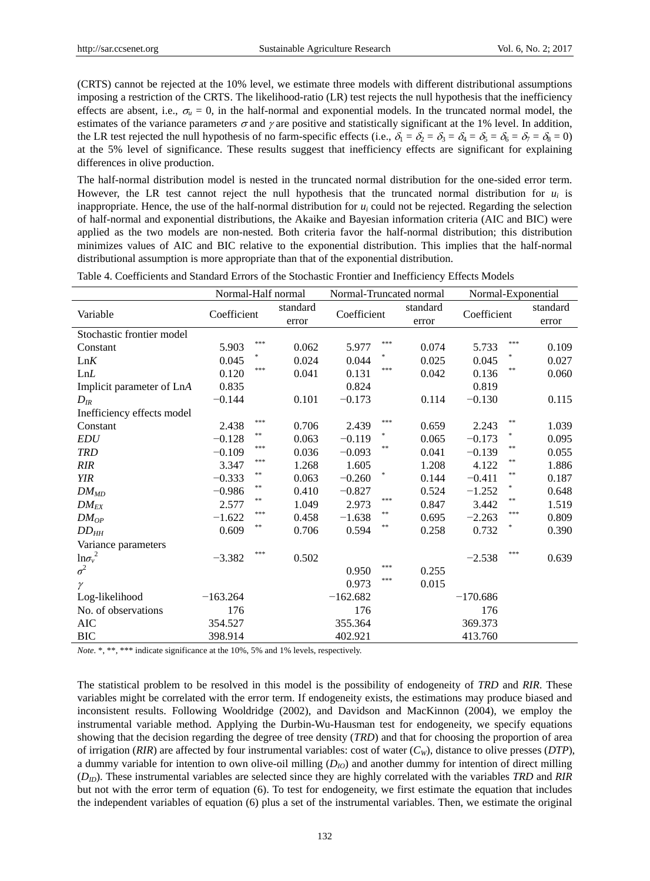(CRTS) cannot be rejected at the 10% level, we estimate three models with different distributional assumptions imposing a restriction of the CRTS. The likelihood-ratio (LR) test rejects the null hypothesis that the inefficiency effects are absent, i.e., $\sigma_u = 0$, in the half-normal and exponential models. In the truncated normal model, the estimates of the variance parameters $\sigma$ and $\gamma$ are positive and statistically significant at the 1% level. In addition, the LR test rejected the null hypothesis of no farm-specific effects (i.e., $\delta_1 = \delta_2 = \delta_3 = \delta_4 = \delta_5 = \delta_6 = \delta_7 = \delta_8 = 0$) at the 5% level of significance. These results suggest that inefficiency effects are significant for explaining differences in olive production.

The half-normal distribution model is nested in the truncated normal distribution for the one-sided error term. However, the LR test cannot reject the null hypothesis that the truncated normal distribution for $u_i$ is inappropriate. Hence, the use of the half-normal distribution for $u_i$ could not be rejected. Regarding the selection of half-normal and exponential distributions, the Akaike and Bayesian information criteria (AIC and BIC) were applied as the two models are non-nested. Both criteria favor the half-normal distribution; this distribution minimizes values of AIC and BIC relative to the exponential distribution. This implies that the half-normal distributional assumption is more appropriate than that of the exponential distribution.

Table 4. Coefficients and Standard Errors of the Stochastic Frontier and Inefficiency Effects Models

| | Normal-Half normal | | | Normal-Truncated normal | | | Normal-Exponential | | |
|---|---|---|---|---|---|---|---|---|---|
| Variable | Coefficient | | standard error | Coefficient | | standard error | Coefficient | | standard error |
| Stochastic frontier model | | | | | | | | | |
| Constant | 5.903 | *** | 0.062 | 5.977 | *** | 0.074 | 5.733 | *** | 0.109 |
| Ln*K* | 0.045 | * | 0.024 | 0.044 | * | 0.025 | 0.045 | * | 0.027 |
| Ln*L* | 0.120 | *** | 0.041 | 0.131 | *** | 0.042 | 0.136 | ** | 0.060 |
| Implicit parameter of Ln*A* | 0.835 | | | 0.824 | | | 0.819 | | |
| $D_{IR}$ | −0.144 | | 0.101 | −0.173 | | 0.114 | −0.130 | | 0.115 |
| Inefficiency effects model | | | | | | | | | |
| Constant | 2.438 | *** | 0.706 | 2.439 | *** | 0.659 | 2.243 | ** | 1.039 |
| *EDU* | −0.128 | ** | 0.063 | −0.119 | * | 0.065 | −0.173 | * | 0.095 |
| *TRD* | −0.109 | *** | 0.036 | −0.093 | ** | 0.041 | −0.139 | ** | 0.055 |
| *RIR* | 3.347 | *** | 1.268 | 1.605 | | 1.208 | 4.122 | ** | 1.886 |
| *YIR* | −0.333 | ** | 0.063 | −0.260 | * | 0.144 | −0.411 | ** | 0.187 |
| $DM_{MD}$ | −0.986 | ** | 0.410 | −0.827 | | 0.524 | −1.252 | * | 0.648 |
| $DM_{EX}$ | 2.577 | ** | 1.049 | 2.973 | *** | 0.847 | 3.442 | ** | 1.519 |
| $DM_{OP}$ | −1.622 | *** | 0.458 | −1.638 | ** | 0.695 | −2.263 | *** | 0.809 |
| $DD_{HH}$ | 0.609 | ** | 0.706 | 0.594 | ** | 0.258 | 0.732 | * | 0.390 |
| Variance parameters | | | | | | | | | |
| $\ln\sigma_v^2$ | −3.382 | *** | 0.502 | | | | −2.538 | *** | 0.639 |
| $\sigma^2$ | | | | 0.950 | *** | 0.255 | | | |
| $\gamma$ | | | | 0.973 | *** | 0.015 | | | |
| Log-likelihood | −163.264 | | | −162.682 | | | −170.686 | | |
| No. of observations | 176 | | | 176 | | | 176 | | |
| AIC | 354.527 | | | 355.364 | | | 369.373 | | |
| BIC | 398.914 | | | 402.921 | | | 413.760 | | |

*Note*. *, **, *** indicate significance at the 10%, 5% and 1% levels, respectively.

The statistical problem to be resolved in this model is the possibility of endogeneity of *TRD* and *RIR*. These variables might be correlated with the error term. If endogeneity exists, the estimations may produce biased and inconsistent results. Following Wooldridge (2002), and Davidson and MacKinnon (2004), we employ the instrumental variable method. Applying the Durbin-Wu-Hausman test for endogeneity, we specify equations showing that the decision regarding the degree of tree density (*TRD*) and that for choosing the proportion of area of irrigation (*RIR*) are affected by four instrumental variables: cost of water ($C_W$), distance to olive presses (*DTP*), a dummy variable for intention to own olive-oil milling ($D_{IO}$) and another dummy for intention of direct milling ($D_{ID}$). These instrumental variables are selected since they are highly correlated with the variables *TRD* and *RIR* but not with the error term of equation (6). To test for endogeneity, we first estimate the equation that includes the independent variables of equation (6) plus a set of the instrumental variables. Then, we estimate the original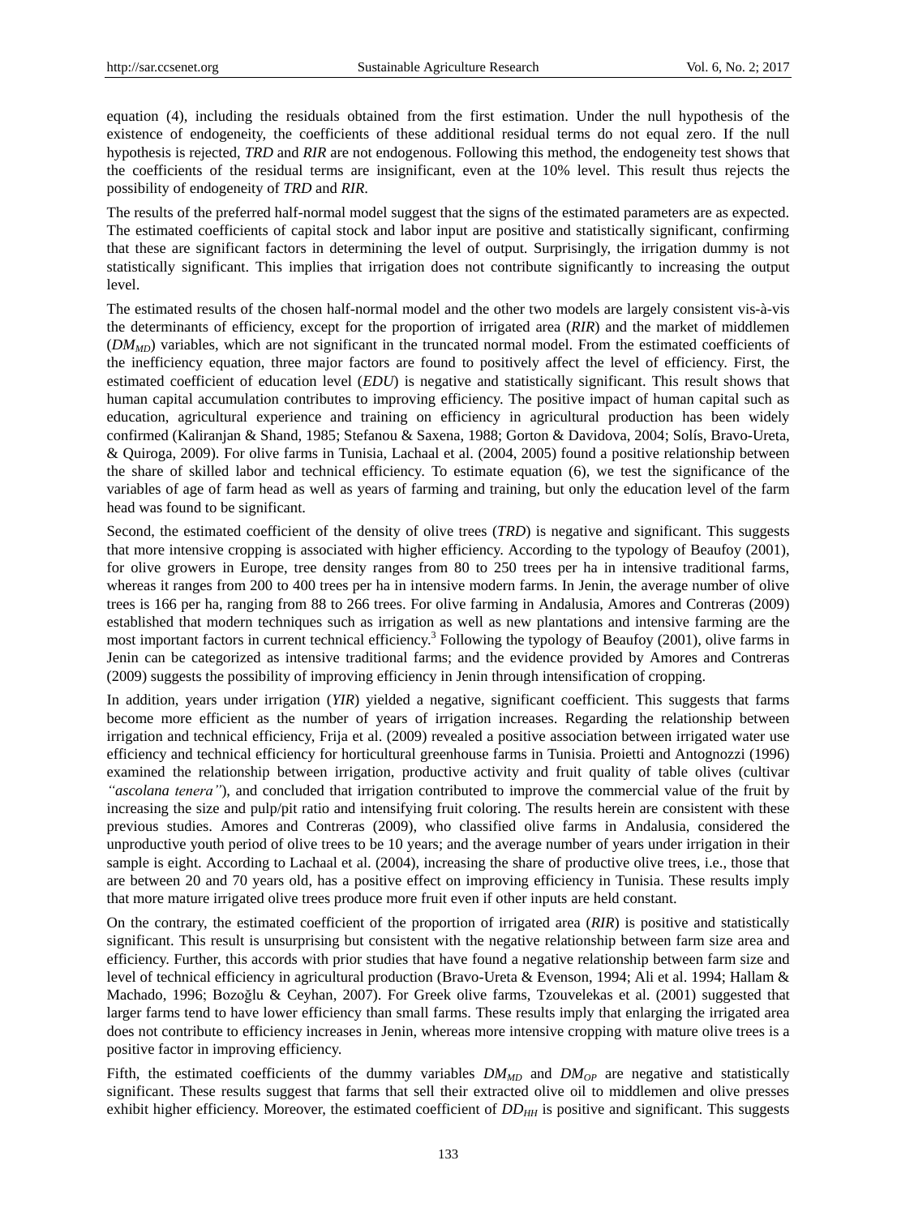equation (4), including the residuals obtained from the first estimation. Under the null hypothesis of the existence of endogeneity, the coefficients of these additional residual terms do not equal zero. If the null hypothesis is rejected, *TRD* and *RIR* are not endogenous. Following this method, the endogeneity test shows that the coefficients of the residual terms are insignificant, even at the 10% level. This result thus rejects the possibility of endogeneity of *TRD* and *RIR*.

The results of the preferred half-normal model suggest that the signs of the estimated parameters are as expected. The estimated coefficients of capital stock and labor input are positive and statistically significant, confirming that these are significant factors in determining the level of output. Surprisingly, the irrigation dummy is not statistically significant. This implies that irrigation does not contribute significantly to increasing the output level.

The estimated results of the chosen half-normal model and the other two models are largely consistent vis-à-vis the determinants of efficiency, except for the proportion of irrigated area (*RIR*) and the market of middlemen ($DM_{MD}$) variables, which are not significant in the truncated normal model. From the estimated coefficients of the inefficiency equation, three major factors are found to positively affect the level of efficiency. First, the estimated coefficient of education level (*EDU*) is negative and statistically significant. This result shows that human capital accumulation contributes to improving efficiency. The positive impact of human capital such as education, agricultural experience and training on efficiency in agricultural production has been widely confirmed (Kaliranjan & Shand, 1985; Stefanou & Saxena, 1988; Gorton & Davidova, 2004; Solís, Bravo-Ureta, & Quiroga, 2009). For olive farms in Tunisia, Lachaal et al. (2004, 2005) found a positive relationship between the share of skilled labor and technical efficiency. To estimate equation (6), we test the significance of the variables of age of farm head as well as years of farming and training, but only the education level of the farm head was found to be significant.

Second, the estimated coefficient of the density of olive trees (*TRD*) is negative and significant. This suggests that more intensive cropping is associated with higher efficiency. According to the typology of Beaufoy (2001), for olive growers in Europe, tree density ranges from 80 to 250 trees per ha in intensive traditional farms, whereas it ranges from 200 to 400 trees per ha in intensive modern farms. In Jenin, the average number of olive trees is 166 per ha, ranging from 88 to 266 trees. For olive farming in Andalusia, Amores and Contreras (2009) established that modern techniques such as irrigation as well as new plantations and intensive farming are the most important factors in current technical efficiency.[3] Following the typology of Beaufoy (2001), olive farms in Jenin can be categorized as intensive traditional farms; and the evidence provided by Amores and Contreras (2009) suggests the possibility of improving efficiency in Jenin through intensification of cropping.

In addition, years under irrigation (*YIR*) yielded a negative, significant coefficient. This suggests that farms become more efficient as the number of years of irrigation increases. Regarding the relationship between irrigation and technical efficiency, Frija et al. (2009) revealed a positive association between irrigated water use efficiency and technical efficiency for horticultural greenhouse farms in Tunisia. Proietti and Antognozzi (1996) examined the relationship between irrigation, productive activity and fruit quality of table olives (cultivar *"ascolana tenera"*), and concluded that irrigation contributed to improve the commercial value of the fruit by increasing the size and pulp/pit ratio and intensifying fruit coloring. The results herein are consistent with these previous studies. Amores and Contreras (2009), who classified olive farms in Andalusia, considered the unproductive youth period of olive trees to be 10 years; and the average number of years under irrigation in their sample is eight. According to Lachaal et al. (2004), increasing the share of productive olive trees, i.e., those that are between 20 and 70 years old, has a positive effect on improving efficiency in Tunisia. These results imply that more mature irrigated olive trees produce more fruit even if other inputs are held constant.

On the contrary, the estimated coefficient of the proportion of irrigated area (*RIR*) is positive and statistically significant. This result is unsurprising but consistent with the negative relationship between farm size area and efficiency. Further, this accords with prior studies that have found a negative relationship between farm size and level of technical efficiency in agricultural production (Bravo-Ureta & Evenson, 1994; Ali et al. 1994; Hallam & Machado, 1996; Bozoğlu & Ceyhan, 2007). For Greek olive farms, Tzouvelekas et al. (2001) suggested that larger farms tend to have lower efficiency than small farms. These results imply that enlarging the irrigated area does not contribute to efficiency increases in Jenin, whereas more intensive cropping with mature olive trees is a positive factor in improving efficiency.

Fifth, the estimated coefficients of the dummy variables $DM_{MD}$ and $DM_{OP}$ are negative and statistically significant. These results suggest that farms that sell their extracted olive oil to middlemen and olive presses exhibit higher efficiency. Moreover, the estimated coefficient of $DD_{HH}$ is positive and significant. This suggests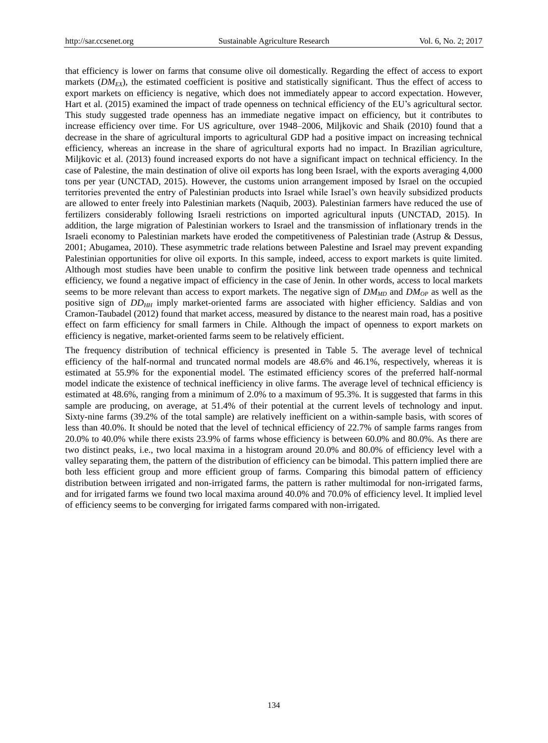that efficiency is lower on farms that consume olive oil domestically. Regarding the effect of access to export markets ($DM_{EX}$), the estimated coefficient is positive and statistically significant. Thus the effect of access to export markets on efficiency is negative, which does not immediately appear to accord expectation. However, Hart et al. (2015) examined the impact of trade openness on technical efficiency of the EU's agricultural sector. This study suggested trade openness has an immediate negative impact on efficiency, but it contributes to increase efficiency over time. For US agriculture, over 1948–2006, Miljkovic and Shaik (2010) found that a decrease in the share of agricultural imports to agricultural GDP had a positive impact on increasing technical efficiency, whereas an increase in the share of agricultural exports had no impact. In Brazilian agriculture, Miljkovic et al. (2013) found increased exports do not have a significant impact on technical efficiency. In the case of Palestine, the main destination of olive oil exports has long been Israel, with the exports averaging 4,000 tons per year (UNCTAD, 2015). However, the customs union arrangement imposed by Israel on the occupied territories prevented the entry of Palestinian products into Israel while Israel's own heavily subsidized products are allowed to enter freely into Palestinian markets (Naquib, 2003). Palestinian farmers have reduced the use of fertilizers considerably following Israeli restrictions on imported agricultural inputs (UNCTAD, 2015). In addition, the large migration of Palestinian workers to Israel and the transmission of inflationary trends in the Israeli economy to Palestinian markets have eroded the competitiveness of Palestinian trade (Astrup & Dessus, 2001; Abugamea, 2010). These asymmetric trade relations between Palestine and Israel may prevent expanding Palestinian opportunities for olive oil exports. In this sample, indeed, access to export markets is quite limited. Although most studies have been unable to confirm the positive link between trade openness and technical efficiency, we found a negative impact of efficiency in the case of Jenin. In other words, access to local markets seems to be more relevant than access to export markets. The negative sign of $DM_{MD}$ and $DM_{OP}$ as well as the positive sign of $DD_{HH}$ imply market-oriented farms are associated with higher efficiency. Saldias and von Cramon-Taubadel (2012) found that market access, measured by distance to the nearest main road, has a positive effect on farm efficiency for small farmers in Chile. Although the impact of openness to export markets on efficiency is negative, market-oriented farms seem to be relatively efficient.

The frequency distribution of technical efficiency is presented in Table 5. The average level of technical efficiency of the half-normal and truncated normal models are 48.6% and 46.1%, respectively, whereas it is estimated at 55.9% for the exponential model. The estimated efficiency scores of the preferred half-normal model indicate the existence of technical inefficiency in olive farms. The average level of technical efficiency is estimated at 48.6%, ranging from a minimum of 2.0% to a maximum of 95.3%. It is suggested that farms in this sample are producing, on average, at 51.4% of their potential at the current levels of technology and input. Sixty-nine farms (39.2% of the total sample) are relatively inefficient on a within-sample basis, with scores of less than 40.0%. It should be noted that the level of technical efficiency of 22.7% of sample farms ranges from 20.0% to 40.0% while there exists 23.9% of farms whose efficiency is between 60.0% and 80.0%. As there are two distinct peaks, i.e., two local maxima in a histogram around 20.0% and 80.0% of efficiency level with a valley separating them, the pattern of the distribution of efficiency can be bimodal. This pattern implied there are both less efficient group and more efficient group of farms. Comparing this bimodal pattern of efficiency distribution between irrigated and non-irrigated farms, the pattern is rather multimodal for non-irrigated farms, and for irrigated farms we found two local maxima around 40.0% and 70.0% of efficiency level. It implied level of efficiency seems to be converging for irrigated farms compared with non-irrigated.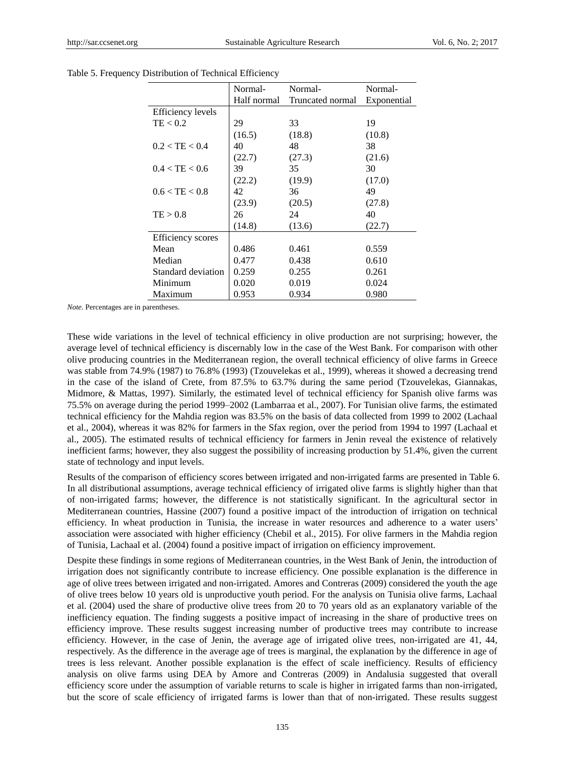Table 5. Frequency Distribution of Technical Efficiency

| | Normal-Half normal | Normal-Truncated normal | Normal-Exponential |
|---|---|---|---|
| Efficiency levels | | | |
| TE < 0.2 | 29 | 33 | 19 |
| | (16.5) | (18.8) | (10.8) |
| 0.2 < TE < 0.4 | 40 | 48 | 38 |
| | (22.7) | (27.3) | (21.6) |
| 0.4 < TE < 0.6 | 39 | 35 | 30 |
| | (22.2) | (19.9) | (17.0) |
| 0.6 < TE < 0.8 | 42 | 36 | 49 |
| | (23.9) | (20.5) | (27.8) |
| TE > 0.8 | 26 | 24 | 40 |
| | (14.8) | (13.6) | (22.7) |
| Efficiency scores | | | |
| Mean | 0.486 | 0.461 | 0.559 |
| Median | 0.477 | 0.438 | 0.610 |
| Standard deviation | 0.259 | 0.255 | 0.261 |
| Minimum | 0.020 | 0.019 | 0.024 |
| Maximum | 0.953 | 0.934 | 0.980 |

*Note*. Percentages are in parentheses.

These wide variations in the level of technical efficiency in olive production are not surprising; however, the average level of technical efficiency is discernably low in the case of the West Bank. For comparison with other olive producing countries in the Mediterranean region, the overall technical efficiency of olive farms in Greece was stable from 74.9% (1987) to 76.8% (1993) (Tzouvelekas et al., 1999), whereas it showed a decreasing trend in the case of the island of Crete, from 87.5% to 63.7% during the same period (Tzouvelekas, Giannakas, Midmore, & Mattas, 1997). Similarly, the estimated level of technical efficiency for Spanish olive farms was 75.5% on average during the period 1999–2002 (Lambarraa et al., 2007). For Tunisian olive farms, the estimated technical efficiency for the Mahdia region was 83.5% on the basis of data collected from 1999 to 2002 (Lachaal et al., 2004), whereas it was 82% for farmers in the Sfax region, over the period from 1994 to 1997 (Lachaal et al., 2005). The estimated results of technical efficiency for farmers in Jenin reveal the existence of relatively inefficient farms; however, they also suggest the possibility of increasing production by 51.4%, given the current state of technology and input levels.

Results of the comparison of efficiency scores between irrigated and non-irrigated farms are presented in Table 6. In all distributional assumptions, average technical efficiency of irrigated olive farms is slightly higher than that of non-irrigated farms; however, the difference is not statistically significant. In the agricultural sector in Mediterranean countries, Hassine (2007) found a positive impact of the introduction of irrigation on technical efficiency. In wheat production in Tunisia, the increase in water resources and adherence to a water users' association were associated with higher efficiency (Chebil et al., 2015). For olive farmers in the Mahdia region of Tunisia, Lachaal et al. (2004) found a positive impact of irrigation on efficiency improvement.

Despite these findings in some regions of Mediterranean countries, in the West Bank of Jenin, the introduction of irrigation does not significantly contribute to increase efficiency. One possible explanation is the difference in age of olive trees between irrigated and non-irrigated. Amores and Contreras (2009) considered the youth the age of olive trees below 10 years old is unproductive youth period. For the analysis on Tunisia olive farms, Lachaal et al. (2004) used the share of productive olive trees from 20 to 70 years old as an explanatory variable of the inefficiency equation. The finding suggests a positive impact of increasing in the share of productive trees on efficiency improve. These results suggest increasing number of productive trees may contribute to increase efficiency. However, in the case of Jenin, the average age of irrigated olive trees, non-irrigated are 41, 44, respectively. As the difference in the average age of trees is marginal, the explanation by the difference in age of trees is less relevant. Another possible explanation is the effect of scale inefficiency. Results of efficiency analysis on olive farms using DEA by Amore and Contreras (2009) in Andalusia suggested that overall efficiency score under the assumption of variable returns to scale is higher in irrigated farms than non-irrigated, but the score of scale efficiency of irrigated farms is lower than that of non-irrigated. These results suggest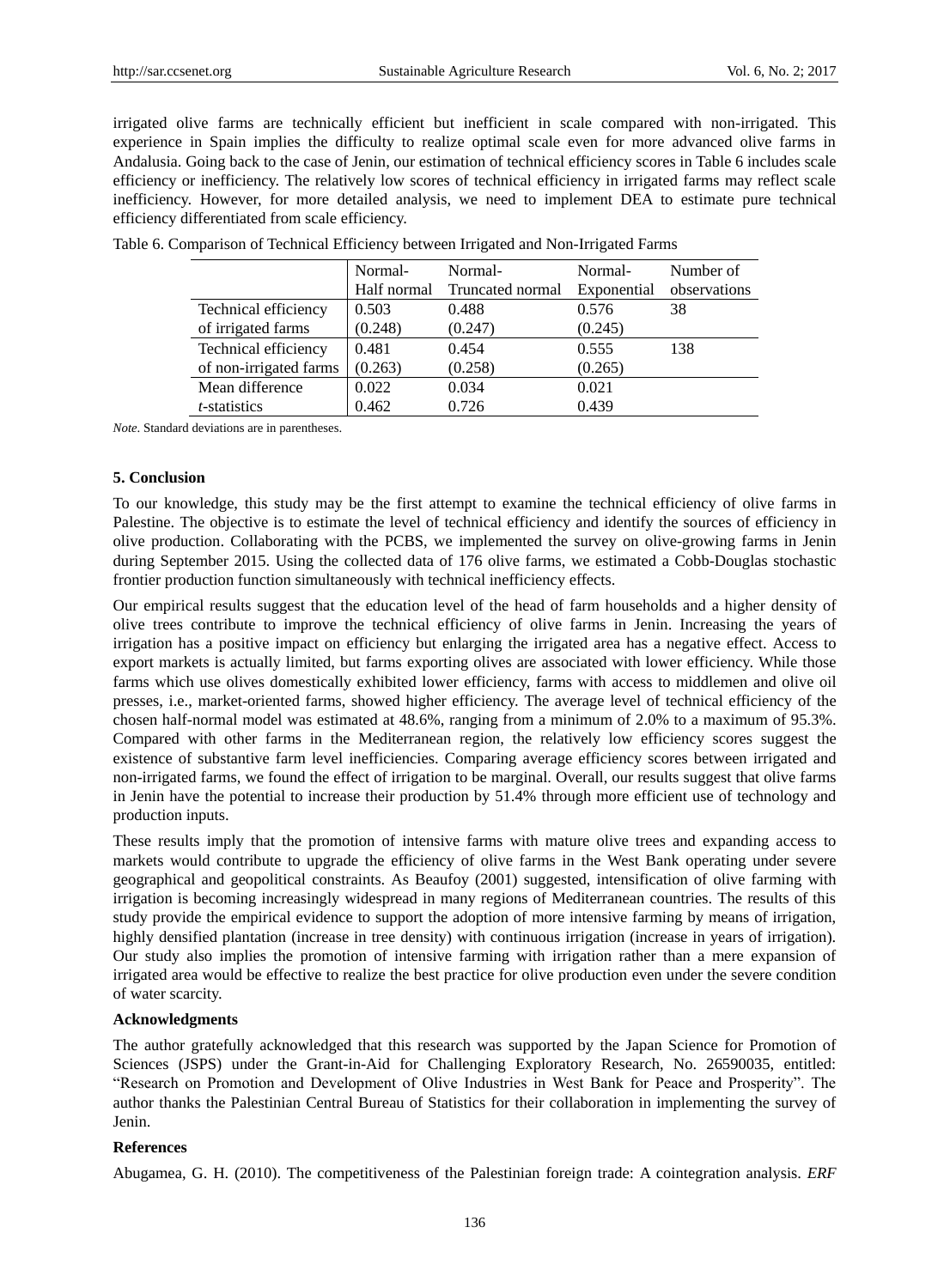irrigated olive farms are technically efficient but inefficient in scale compared with non-irrigated. This experience in Spain implies the difficulty to realize optimal scale even for more advanced olive farms in Andalusia. Going back to the case of Jenin, our estimation of technical efficiency scores in Table 6 includes scale efficiency or inefficiency. The relatively low scores of technical efficiency in irrigated farms may reflect scale inefficiency. However, for more detailed analysis, we need to implement DEA to estimate pure technical efficiency differentiated from scale efficiency.

Table 6. Comparison of Technical Efficiency between Irrigated and Non-Irrigated Farms

| | Normal-Half normal | Normal-Truncated normal | Normal-Exponential | Number of observations |
|---|---|---|---|---|
| Technical efficiency of irrigated farms | 0.503 (0.248) | 0.488 (0.247) | 0.576 (0.245) | 38 |
| Technical efficiency of non-irrigated farms | 0.481 (0.263) | 0.454 (0.258) | 0.555 (0.265) | 138 |
| Mean difference | 0.022 | 0.034 | 0.021 | |
| *t*-statistics | 0.462 | 0.726 | 0.439 | |

*Note.* Standard deviations are in parentheses.

## 5. Conclusion

To our knowledge, this study may be the first attempt to examine the technical efficiency of olive farms in Palestine. The objective is to estimate the level of technical efficiency and identify the sources of efficiency in olive production. Collaborating with the PCBS, we implemented the survey on olive-growing farms in Jenin during September 2015. Using the collected data of 176 olive farms, we estimated a Cobb-Douglas stochastic frontier production function simultaneously with technical inefficiency effects.

Our empirical results suggest that the education level of the head of farm households and a higher density of olive trees contribute to improve the technical efficiency of olive farms in Jenin. Increasing the years of irrigation has a positive impact on efficiency but enlarging the irrigated area has a negative effect. Access to export markets is actually limited, but farms exporting olives are associated with lower efficiency. While those farms which use olives domestically exhibited lower efficiency, farms with access to middlemen and olive oil presses, i.e., market-oriented farms, showed higher efficiency. The average level of technical efficiency of the chosen half-normal model was estimated at 48.6%, ranging from a minimum of 2.0% to a maximum of 95.3%. Compared with other farms in the Mediterranean region, the relatively low efficiency scores suggest the existence of substantive farm level inefficiencies. Comparing average efficiency scores between irrigated and non-irrigated farms, we found the effect of irrigation to be marginal. Overall, our results suggest that olive farms in Jenin have the potential to increase their production by 51.4% through more efficient use of technology and production inputs.

These results imply that the promotion of intensive farms with mature olive trees and expanding access to markets would contribute to upgrade the efficiency of olive farms in the West Bank operating under severe geographical and geopolitical constraints. As Beaufoy (2001) suggested, intensification of olive farming with irrigation is becoming increasingly widespread in many regions of Mediterranean countries. The results of this study provide the empirical evidence to support the adoption of more intensive farming by means of irrigation, highly densified plantation (increase in tree density) with continuous irrigation (increase in years of irrigation). Our study also implies the promotion of intensive farming with irrigation rather than a mere expansion of irrigated area would be effective to realize the best practice for olive production even under the severe condition of water scarcity.

### Acknowledgments

The author gratefully acknowledged that this research was supported by the Japan Science for Promotion of Sciences (JSPS) under the Grant-in-Aid for Challenging Exploratory Research, No. 26590035, entitled: "Research on Promotion and Development of Olive Industries in West Bank for Peace and Prosperity". The author thanks the Palestinian Central Bureau of Statistics for their collaboration in implementing the survey of Jenin.

### References

Abugamea, G. H. (2010). The competitiveness of the Palestinian foreign trade: A cointegration analysis. *ERF*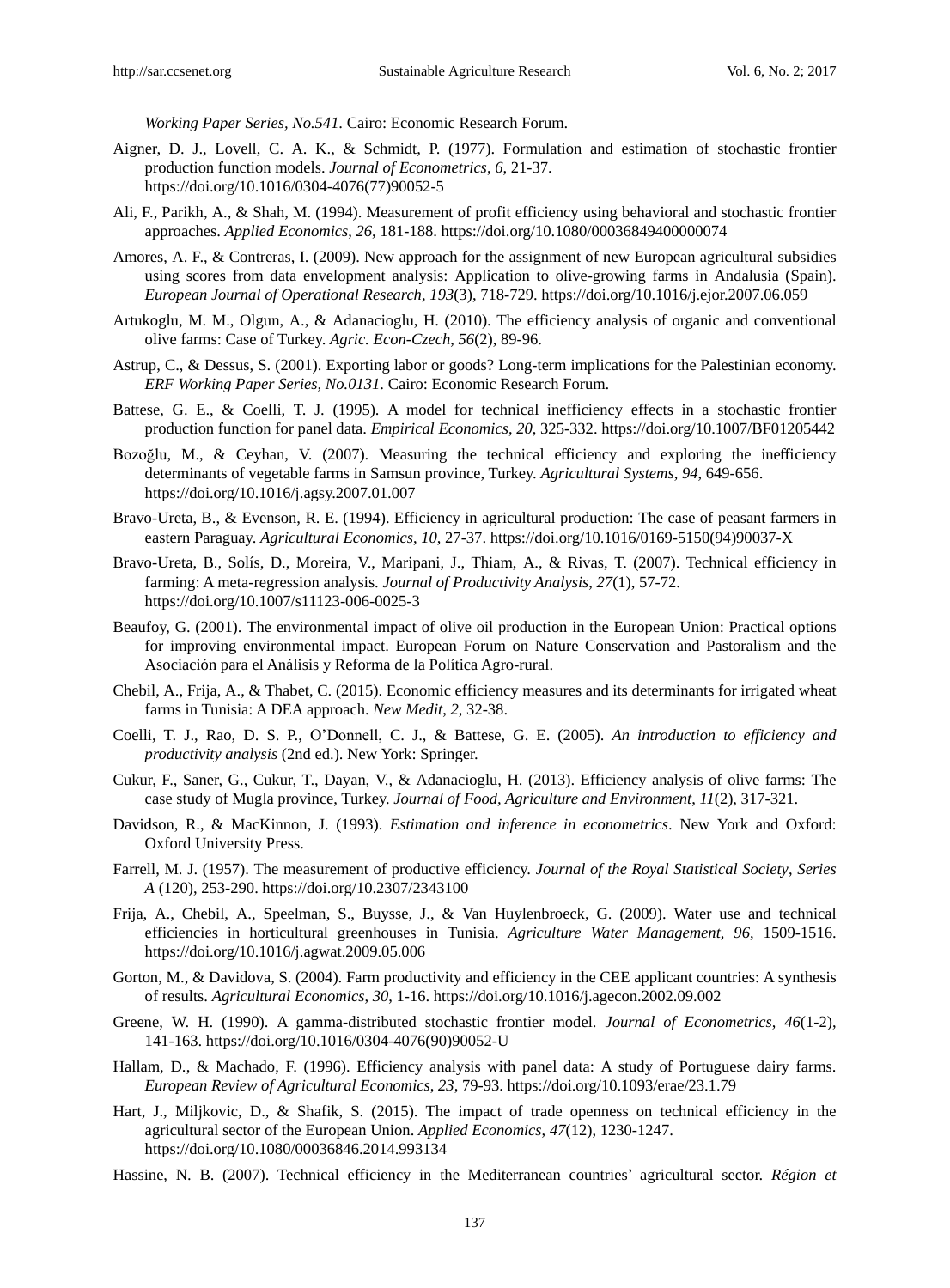*Working Paper Series, No.541*. Cairo: Economic Research Forum.

Aigner, D. J., Lovell, C. A. K., & Schmidt, P. (1977). Formulation and estimation of stochastic frontier production function models. *Journal of Econometrics*, *6*, 21-37. https://doi.org/10.1016/0304-4076(77)90052-5

Ali, F., Parikh, A., & Shah, M. (1994). Measurement of profit efficiency using behavioral and stochastic frontier approaches. *Applied Economics*, *26*, 181-188. https://doi.org/10.1080/00036849400000074

Amores, A. F., & Contreras, I. (2009). New approach for the assignment of new European agricultural subsidies using scores from data envelopment analysis: Application to olive-growing farms in Andalusia (Spain). *European Journal of Operational Research*, *193*(3), 718-729. https://doi.org/10.1016/j.ejor.2007.06.059

Artukoglu, M. M., Olgun, A., & Adanacioglu, H. (2010). The efficiency analysis of organic and conventional olive farms: Case of Turkey. *Agric. Econ-Czech*, *56*(2), 89-96.

Astrup, C., & Dessus, S. (2001). Exporting labor or goods? Long-term implications for the Palestinian economy. *ERF Working Paper Series, No.0131*. Cairo: Economic Research Forum.

Battese, G. E., & Coelli, T. J. (1995). A model for technical inefficiency effects in a stochastic frontier production function for panel data. *Empirical Economics*, *20*, 325-332. https://doi.org/10.1007/BF01205442

Bozoğlu, M., & Ceyhan, V. (2007). Measuring the technical efficiency and exploring the inefficiency determinants of vegetable farms in Samsun province, Turkey. *Agricultural Systems*, *94*, 649-656. https://doi.org/10.1016/j.agsy.2007.01.007

Bravo-Ureta, B., & Evenson, R. E. (1994). Efficiency in agricultural production: The case of peasant farmers in eastern Paraguay. *Agricultural Economics*, *10*, 27-37. https://doi.org/10.1016/0169-5150(94)90037-X

Bravo-Ureta, B., Solís, D., Moreira, V., Maripani, J., Thiam, A., & Rivas, T. (2007). Technical efficiency in farming: A meta-regression analysis. *Journal of Productivity Analysis*, *27*(1), 57-72. https://doi.org/10.1007/s11123-006-0025-3

Beaufoy, G. (2001). The environmental impact of olive oil production in the European Union: Practical options for improving environmental impact. European Forum on Nature Conservation and Pastoralism and the Asociación para el Análisis y Reforma de la Política Agro-rural.

Chebil, A., Frija, A., & Thabet, C. (2015). Economic efficiency measures and its determinants for irrigated wheat farms in Tunisia: A DEA approach. *New Medit*, *2*, 32-38.

Coelli, T. J., Rao, D. S. P., O'Donnell, C. J., & Battese, G. E. (2005). *An introduction to efficiency and productivity analysis* (2nd ed.). New York: Springer.

Cukur, F., Saner, G., Cukur, T., Dayan, V., & Adanacioglu, H. (2013). Efficiency analysis of olive farms: The case study of Mugla province, Turkey. *Journal of Food, Agriculture and Environment*, *11*(2), 317-321.

Davidson, R., & MacKinnon, J. (1993). *Estimation and inference in econometrics*. New York and Oxford: Oxford University Press.

Farrell, M. J. (1957). The measurement of productive efficiency. *Journal of the Royal Statistical Society, Series A* (120), 253-290. https://doi.org/10.2307/2343100

Frija, A., Chebil, A., Speelman, S., Buysse, J., & Van Huylenbroeck, G. (2009). Water use and technical efficiencies in horticultural greenhouses in Tunisia. *Agriculture Water Management*, *96*, 1509-1516. https://doi.org/10.1016/j.agwat.2009.05.006

Gorton, M., & Davidova, S. (2004). Farm productivity and efficiency in the CEE applicant countries: A synthesis of results. *Agricultural Economics*, *30*, 1-16. https://doi.org/10.1016/j.agecon.2002.09.002

Greene, W. H. (1990). A gamma-distributed stochastic frontier model. *Journal of Econometrics*, *46*(1-2), 141-163. https://doi.org/10.1016/0304-4076(90)90052-U

Hallam, D., & Machado, F. (1996). Efficiency analysis with panel data: A study of Portuguese dairy farms. *European Review of Agricultural Economics*, *23*, 79-93. https://doi.org/10.1093/erae/23.1.79

Hart, J., Miljkovic, D., & Shafik, S. (2015). The impact of trade openness on technical efficiency in the agricultural sector of the European Union. *Applied Economics*, *47*(12), 1230-1247. https://doi.org/10.1080/00036846.2014.993134

Hassine, N. B. (2007). Technical efficiency in the Mediterranean countries' agricultural sector. *Région et*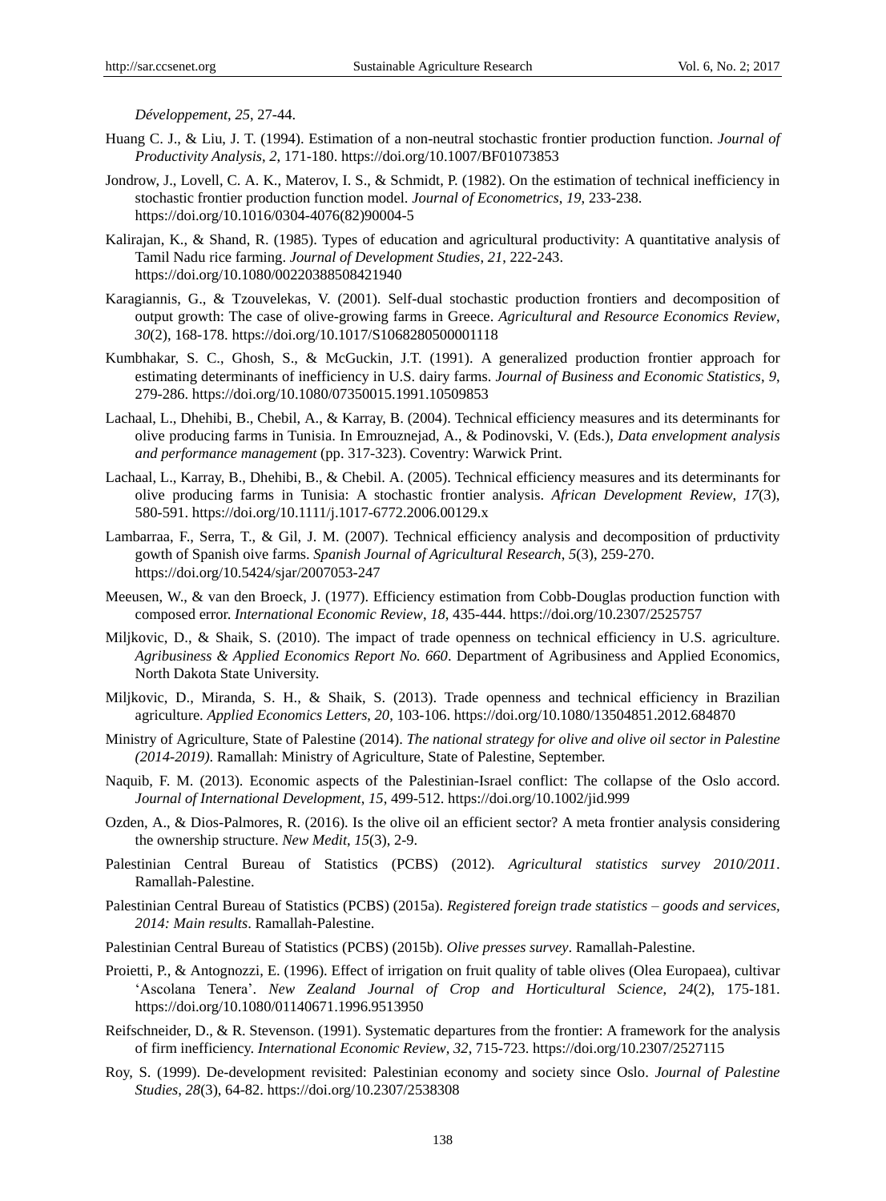*Développement*, *25*, 27-44.

Huang C. J., & Liu, J. T. (1994). Estimation of a non-neutral stochastic frontier production function. *Journal of Productivity Analysis*, *2*, 171-180. https://doi.org/10.1007/BF01073853

Jondrow, J., Lovell, C. A. K., Materov, I. S., & Schmidt, P. (1982). On the estimation of technical inefficiency in stochastic frontier production function model. *Journal of Econometrics*, *19*, 233-238. https://doi.org/10.1016/0304-4076(82)90004-5

Kalirajan, K., & Shand, R. (1985). Types of education and agricultural productivity: A quantitative analysis of Tamil Nadu rice farming. *Journal of Development Studies*, *21*, 222-243. https://doi.org/10.1080/00220388508421940

Karagiannis, G., & Tzouvelekas, V. (2001). Self-dual stochastic production frontiers and decomposition of output growth: The case of olive-growing farms in Greece. *Agricultural and Resource Economics Review*, *30*(2), 168-178. https://doi.org/10.1017/S1068280500001118

Kumbhakar, S. C., Ghosh, S., & McGuckin, J.T. (1991). A generalized production frontier approach for estimating determinants of inefficiency in U.S. dairy farms. *Journal of Business and Economic Statistics*, *9*, 279-286. https://doi.org/10.1080/07350015.1991.10509853

Lachaal, L., Dhehibi, B., Chebil, A., & Karray, B. (2004). Technical efficiency measures and its determinants for olive producing farms in Tunisia. In Emrouznejad, A., & Podinovski, V. (Eds.), *Data envelopment analysis and performance management* (pp. 317-323). Coventry: Warwick Print.

Lachaal, L., Karray, B., Dhehibi, B., & Chebil. A. (2005). Technical efficiency measures and its determinants for olive producing farms in Tunisia: A stochastic frontier analysis. *African Development Review*, *17*(3), 580-591. https://doi.org/10.1111/j.1017-6772.2006.00129.x

Lambarraa, F., Serra, T., & Gil, J. M. (2007). Technical efficiency analysis and decomposition of prductivity gowth of Spanish oive farms. *Spanish Journal of Agricultural Research*, *5*(3), 259-270. https://doi.org/10.5424/sjar/2007053-247

Meeusen, W., & van den Broeck, J. (1977). Efficiency estimation from Cobb-Douglas production function with composed error. *International Economic Review*, *18*, 435-444. https://doi.org/10.2307/2525757

Miljkovic, D., & Shaik, S. (2010). The impact of trade openness on technical efficiency in U.S. agriculture. *Agribusiness & Applied Economics Report No. 660*. Department of Agribusiness and Applied Economics, North Dakota State University.

Miljkovic, D., Miranda, S. H., & Shaik, S. (2013). Trade openness and technical efficiency in Brazilian agriculture. *Applied Economics Letters*, *20*, 103-106. https://doi.org/10.1080/13504851.2012.684870

Ministry of Agriculture, State of Palestine (2014). *The national strategy for olive and olive oil sector in Palestine (2014-2019)*. Ramallah: Ministry of Agriculture, State of Palestine, September.

Naquib, F. M. (2013). Economic aspects of the Palestinian-Israel conflict: The collapse of the Oslo accord. *Journal of International Development*, *15*, 499-512. https://doi.org/10.1002/jid.999

Ozden, A., & Dios-Palmores, R. (2016). Is the olive oil an efficient sector? A meta frontier analysis considering the ownership structure. *New Medit*, *15*(3), 2-9.

Palestinian Central Bureau of Statistics (PCBS) (2012). *Agricultural statistics survey 2010/2011*. Ramallah-Palestine.

Palestinian Central Bureau of Statistics (PCBS) (2015a). *Registered foreign trade statistics – goods and services, 2014: Main results*. Ramallah-Palestine.

Palestinian Central Bureau of Statistics (PCBS) (2015b). *Olive presses survey*. Ramallah-Palestine.

Proietti, P., & Antognozzi, E. (1996). Effect of irrigation on fruit quality of table olives (Olea Europaea), cultivar 'Ascolana Tenera'. *New Zealand Journal of Crop and Horticultural Science*, *24*(2), 175-181. https://doi.org/10.1080/01140671.1996.9513950

Reifschneider, D., & R. Stevenson. (1991). Systematic departures from the frontier: A framework for the analysis of firm inefficiency. *International Economic Review*, *32*, 715-723. https://doi.org/10.2307/2527115

Roy, S. (1999). De-development revisited: Palestinian economy and society since Oslo. *Journal of Palestine Studies*, *28*(3), 64-82. https://doi.org/10.2307/2538308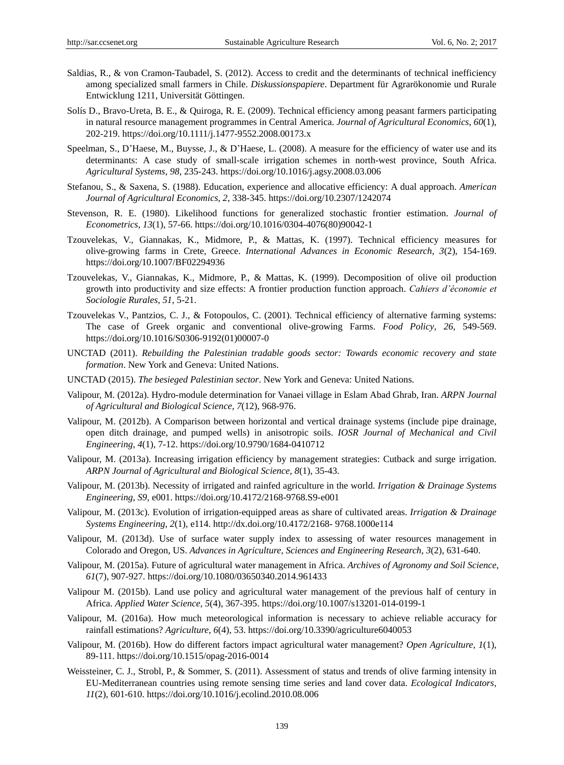Saldias, R., & von Cramon-Taubadel, S. (2012). Access to credit and the determinants of technical inefficiency among specialized small farmers in Chile. *Diskussionspapiere*. Department für Agrarökonomie und Rurale Entwicklung 1211, Universität Göttingen.

Solís D., Bravo-Ureta, B. E., & Quiroga, R. E. (2009). Technical efficiency among peasant farmers participating in natural resource management programmes in Central America. *Journal of Agricultural Economics*, *60*(1), 202-219. https://doi.org/10.1111/j.1477-9552.2008.00173.x

Speelman, S., D'Haese, M., Buysse, J., & D'Haese, L. (2008). A measure for the efficiency of water use and its determinants: A case study of small-scale irrigation schemes in north-west province, South Africa. *Agricultural Systems*, *98*, 235-243. https://doi.org/10.1016/j.agsy.2008.03.006

Stefanou, S., & Saxena, S. (1988). Education, experience and allocative efficiency: A dual approach. *American Journal of Agricultural Economics*, *2*, 338-345. https://doi.org/10.2307/1242074

Stevenson, R. E. (1980). Likelihood functions for generalized stochastic frontier estimation. *Journal of Econometrics*, *13*(1), 57-66. https://doi.org/10.1016/0304-4076(80)90042-1

Tzouvelekas, V., Giannakas, K., Midmore, P., & Mattas, K. (1997). Technical efficiency measures for olive-growing farms in Crete, Greece. *International Advances in Economic Research*, *3*(2), 154-169. https://doi.org/10.1007/BF02294936

Tzouvelekas, V., Giannakas, K., Midmore, P., & Mattas, K. (1999). Decomposition of olive oil production growth into productivity and size effects: A frontier production function approach. *Cahiers d'économie et Sociologie Rurales*, *51*, 5-21.

Tzouvelekas V., Pantzios, C. J., & Fotopoulos, C. (2001). Technical efficiency of alternative farming systems: The case of Greek organic and conventional olive-growing Farms. *Food Policy*, *26*, 549-569. https://doi.org/10.1016/S0306-9192(01)00007-0

UNCTAD (2011). *Rebuilding the Palestinian tradable goods sector: Towards economic recovery and state formation*. New York and Geneva: United Nations.

UNCTAD (2015). *The besieged Palestinian sector*. New York and Geneva: United Nations.

Valipour, M. (2012a). Hydro-module determination for Vanaei village in Eslam Abad Ghrab, Iran. *ARPN Journal of Agricultural and Biological Science*, *7*(12), 968-976.

Valipour, M. (2012b). A Comparison between horizontal and vertical drainage systems (include pipe drainage, open ditch drainage, and pumped wells) in anisotropic soils. *IOSR Journal of Mechanical and Civil Engineering*, *4*(1), 7-12. https://doi.org/10.9790/1684-0410712

Valipour, M. (2013a). Increasing irrigation efficiency by management strategies: Cutback and surge irrigation. *ARPN Journal of Agricultural and Biological Science*, *8*(1), 35-43.

Valipour, M. (2013b). Necessity of irrigated and rainfed agriculture in the world. *Irrigation & Drainage Systems Engineering*, *S9*, e001. https://doi.org/10.4172/2168-9768.S9-e001

Valipour, M. (2013c). Evolution of irrigation-equipped areas as share of cultivated areas. *Irrigation & Drainage Systems Engineering*, *2*(1), e114. http://dx.doi.org/10.4172/2168- 9768.1000e114

Valipour, M. (2013d). Use of surface water supply index to assessing of water resources management in Colorado and Oregon, US. *Advances in Agriculture, Sciences and Engineering Research*, *3*(2), 631-640.

Valipour, M. (2015a). Future of agricultural water management in Africa. *Archives of Agronomy and Soil Science*, *61*(7), 907-927. https://doi.org/10.1080/03650340.2014.961433

Valipour M. (2015b). Land use policy and agricultural water management of the previous half of century in Africa. *Applied Water Science*, *5*(4), 367-395. https://doi.org/10.1007/s13201-014-0199-1

Valipour, M. (2016a). How much meteorological information is necessary to achieve reliable accuracy for rainfall estimations? *Agriculture*, *6*(4), 53. https://doi.org/10.3390/agriculture6040053

Valipour, M. (2016b). How do different factors impact agricultural water management? *Open Agriculture*, *1*(1), 89-111. https://doi.org/10.1515/opag-2016-0014

Weissteiner, C. J., Strobl, P., & Sommer, S. (2011). Assessment of status and trends of olive farming intensity in EU-Mediterranean countries using remote sensing time series and land cover data. *Ecological Indicators*, *11*(2), 601-610. https://doi.org/10.1016/j.ecolind.2010.08.006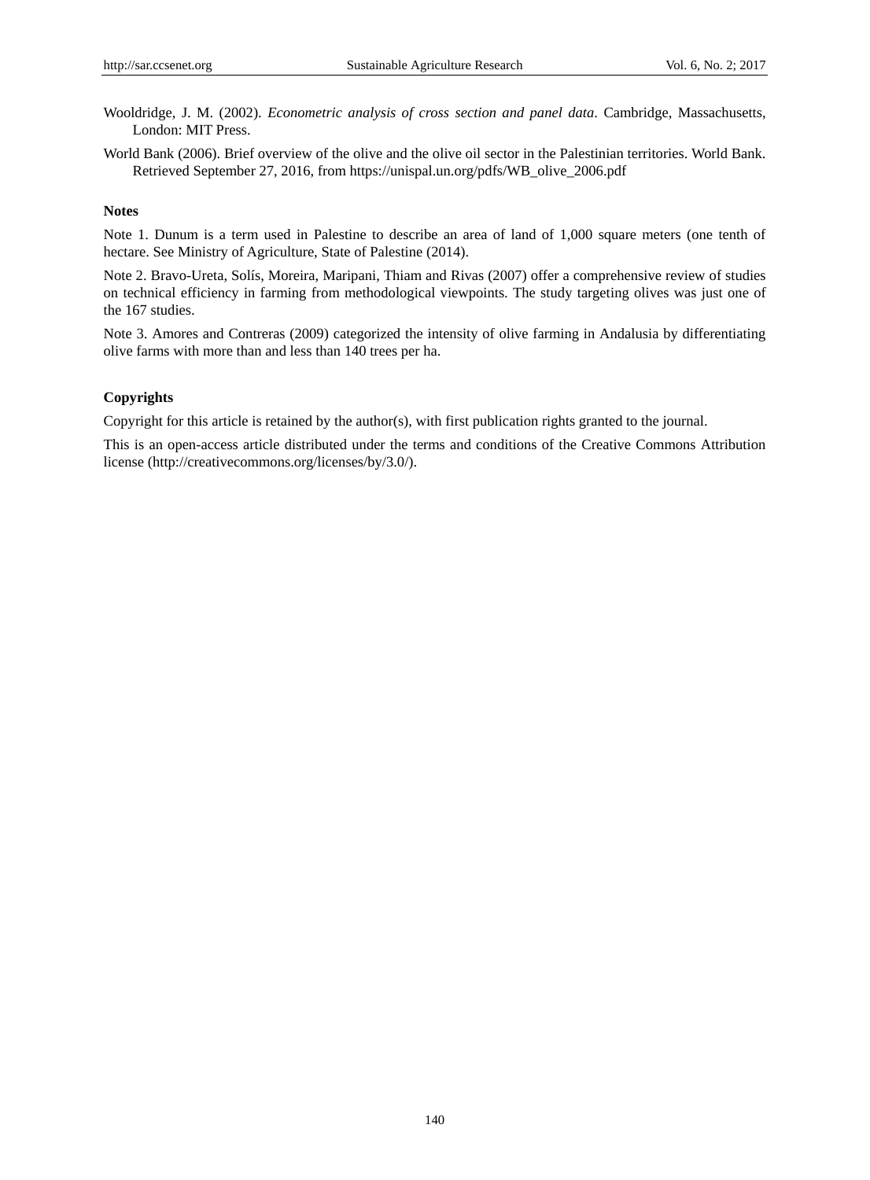Wooldridge, J. M. (2002). *Econometric analysis of cross section and panel data*. Cambridge, Massachusetts, London: MIT Press.

World Bank (2006). Brief overview of the olive and the olive oil sector in the Palestinian territories. World Bank. Retrieved September 27, 2016, from https://unispal.un.org/pdfs/WB_olive_2006.pdf

## Notes

Note 1. Dunum is a term used in Palestine to describe an area of land of 1,000 square meters (one tenth of hectare. See Ministry of Agriculture, State of Palestine (2014).

Note 2. Bravo-Ureta, Solís, Moreira, Maripani, Thiam and Rivas (2007) offer a comprehensive review of studies on technical efficiency in farming from methodological viewpoints. The study targeting olives was just one of the 167 studies.

Note 3. Amores and Contreras (2009) categorized the intensity of olive farming in Andalusia by differentiating olive farms with more than and less than 140 trees per ha.

## Copyrights

Copyright for this article is retained by the author(s), with first publication rights granted to the journal.

This is an open-access article distributed under the terms and conditions of the Creative Commons Attribution license (http://creativecommons.org/licenses/by/3.0/).